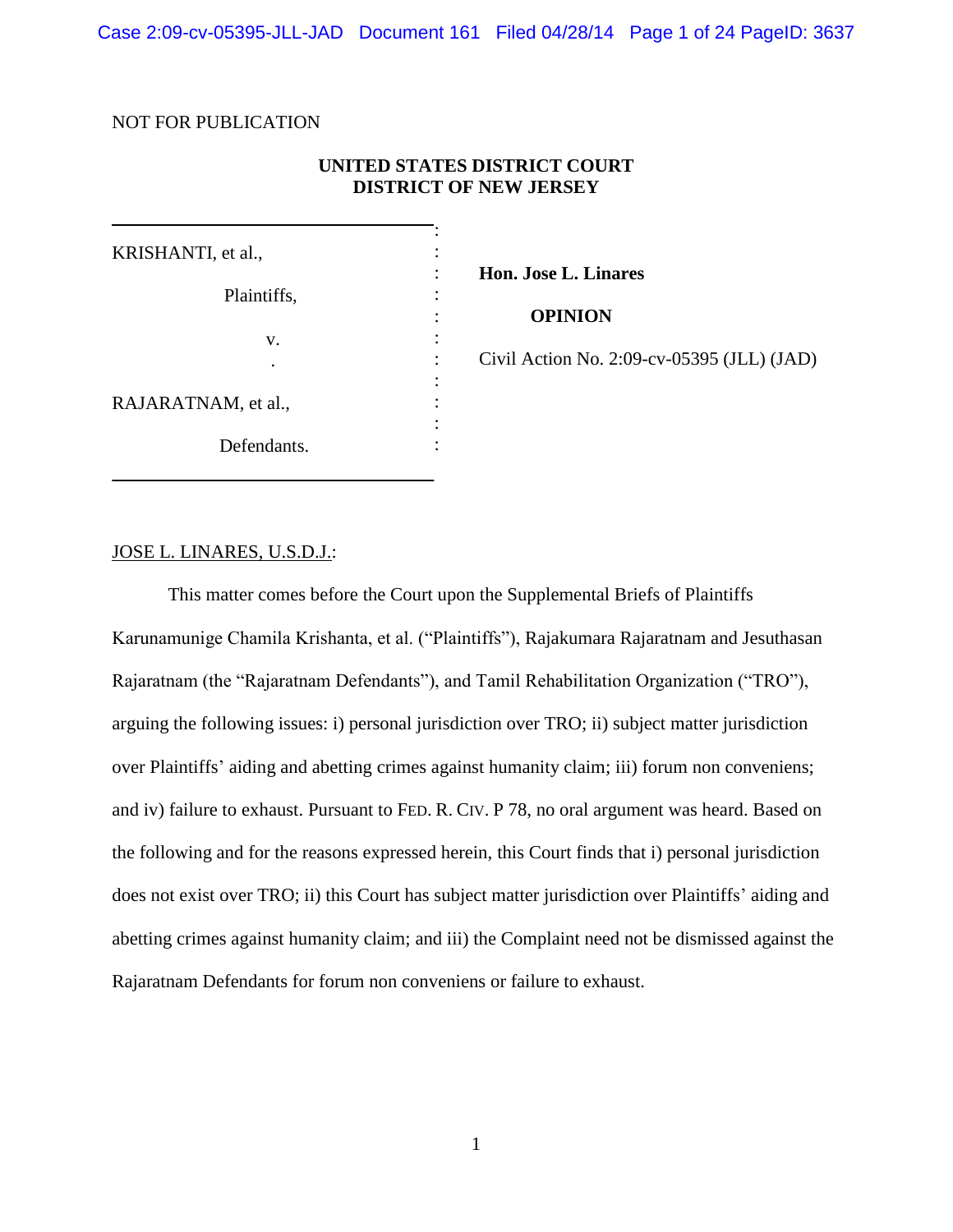NOT FOR PUBLICATION

**UNITED STATES DISTRICT COURT**
**DISTRICT OF NEW JERSEY**

KRISHANTI, et al.,

Plaintiffs,

v.

RAJARATNAM, et al.,

Defendants.

**Hon. Jose L. Linares**

**OPINION**

Civil Action No. 2:09-cv-05395 (JLL) (JAD)

JOSE L. LINARES, U.S.D.J.:

This matter comes before the Court upon the Supplemental Briefs of Plaintiffs Karunamunige Chamila Krishanta, et al. ("Plaintiffs"), Rajakumara Rajaratnam and Jesuthasan Rajaratnam (the "Rajaratnam Defendants"), and Tamil Rehabilitation Organization ("TRO"), arguing the following issues: i) personal jurisdiction over TRO; ii) subject matter jurisdiction over Plaintiffs' aiding and abetting crimes against humanity claim; iii) forum non conveniens; and iv) failure to exhaust. Pursuant to FED. R. CIV. P 78, no oral argument was heard. Based on the following and for the reasons expressed herein, this Court finds that i) personal jurisdiction does not exist over TRO; ii) this Court has subject matter jurisdiction over Plaintiffs' aiding and abetting crimes against humanity claim; and iii) the Complaint need not be dismissed against the Rajaratnam Defendants for forum non conveniens or failure to exhaust.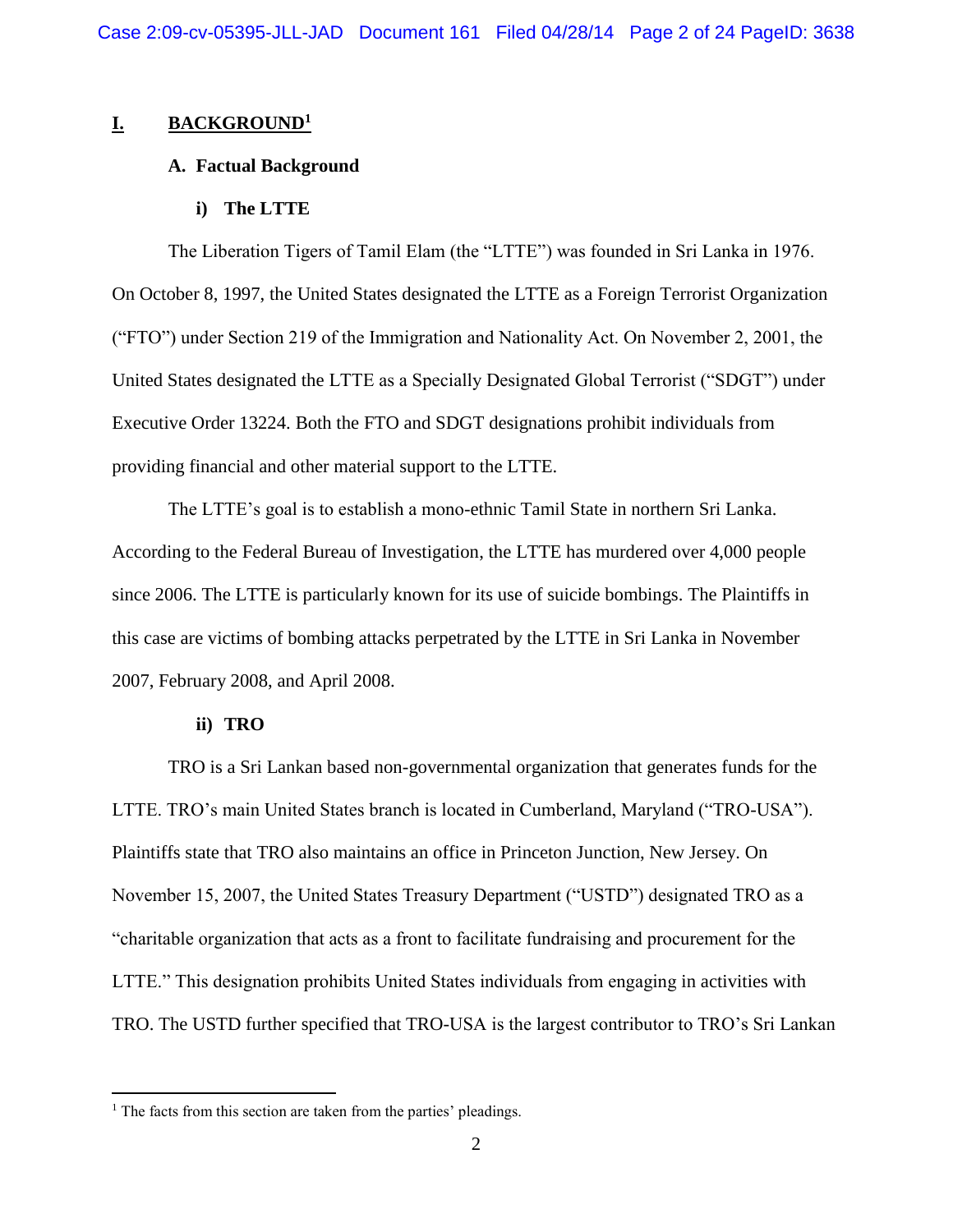## I. BACKGROUND[1]

### A. Factual Background

#### i) The LTTE

The Liberation Tigers of Tamil Elam (the "LTTE") was founded in Sri Lanka in 1976. On October 8, 1997, the United States designated the LTTE as a Foreign Terrorist Organization ("FTO") under Section 219 of the Immigration and Nationality Act. On November 2, 2001, the United States designated the LTTE as a Specially Designated Global Terrorist ("SDGT") under Executive Order 13224. Both the FTO and SDGT designations prohibit individuals from providing financial and other material support to the LTTE.

The LTTE's goal is to establish a mono-ethnic Tamil State in northern Sri Lanka. According to the Federal Bureau of Investigation, the LTTE has murdered over 4,000 people since 2006. The LTTE is particularly known for its use of suicide bombings. The Plaintiffs in this case are victims of bombing attacks perpetrated by the LTTE in Sri Lanka in November 2007, February 2008, and April 2008.

#### ii) TRO

TRO is a Sri Lankan based non-governmental organization that generates funds for the LTTE. TRO's main United States branch is located in Cumberland, Maryland ("TRO-USA"). Plaintiffs state that TRO also maintains an office in Princeton Junction, New Jersey. On November 15, 2007, the United States Treasury Department ("USTD") designated TRO as a "charitable organization that acts as a front to facilitate fundraising and procurement for the LTTE." This designation prohibits United States individuals from engaging in activities with TRO. The USTD further specified that TRO-USA is the largest contributor to TRO's Sri Lankan

[1] The facts from this section are taken from the parties' pleadings.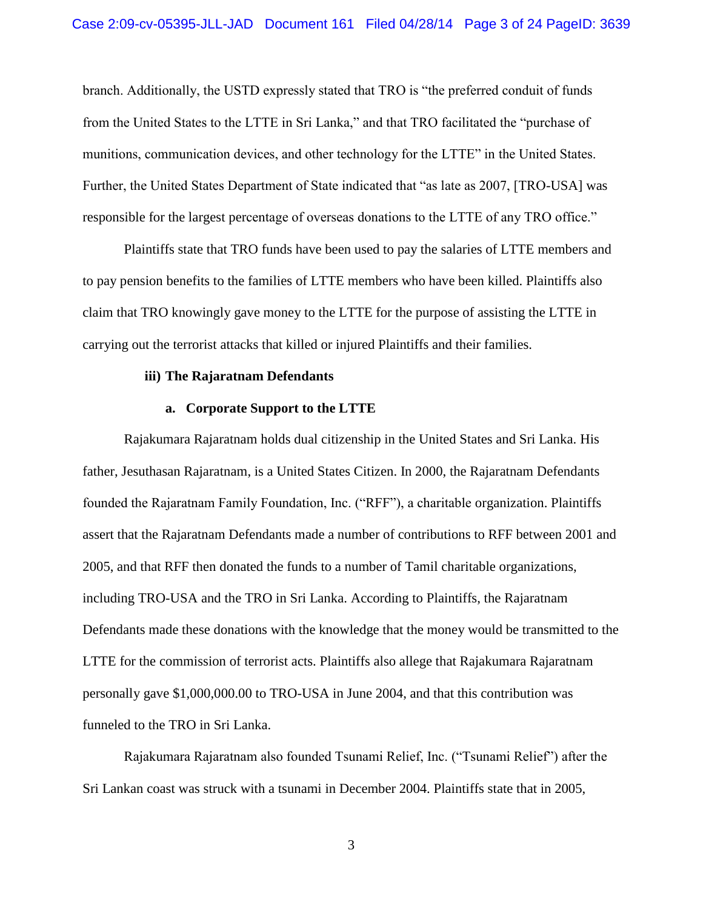branch. Additionally, the USTD expressly stated that TRO is "the preferred conduit of funds from the United States to the LTTE in Sri Lanka," and that TRO facilitated the "purchase of munitions, communication devices, and other technology for the LTTE" in the United States. Further, the United States Department of State indicated that "as late as 2007, [TRO-USA] was responsible for the largest percentage of overseas donations to the LTTE of any TRO office."

Plaintiffs state that TRO funds have been used to pay the salaries of LTTE members and to pay pension benefits to the families of LTTE members who have been killed. Plaintiffs also claim that TRO knowingly gave money to the LTTE for the purpose of assisting the LTTE in carrying out the terrorist attacks that killed or injured Plaintiffs and their families.

**iii) The Rajaratnam Defendants**

**a. Corporate Support to the LTTE**

Rajakumara Rajaratnam holds dual citizenship in the United States and Sri Lanka. His father, Jesuthasan Rajaratnam, is a United States Citizen. In 2000, the Rajaratnam Defendants founded the Rajaratnam Family Foundation, Inc. ("RFF"), a charitable organization. Plaintiffs assert that the Rajaratnam Defendants made a number of contributions to RFF between 2001 and 2005, and that RFF then donated the funds to a number of Tamil charitable organizations, including TRO-USA and the TRO in Sri Lanka. According to Plaintiffs, the Rajaratnam Defendants made these donations with the knowledge that the money would be transmitted to the LTTE for the commission of terrorist acts. Plaintiffs also allege that Rajakumara Rajaratnam personally gave $1,000,000.00 to TRO-USA in June 2004, and that this contribution was funneled to the TRO in Sri Lanka.

Rajakumara Rajaratnam also founded Tsunami Relief, Inc. ("Tsunami Relief") after the Sri Lankan coast was struck with a tsunami in December 2004. Plaintiffs state that in 2005,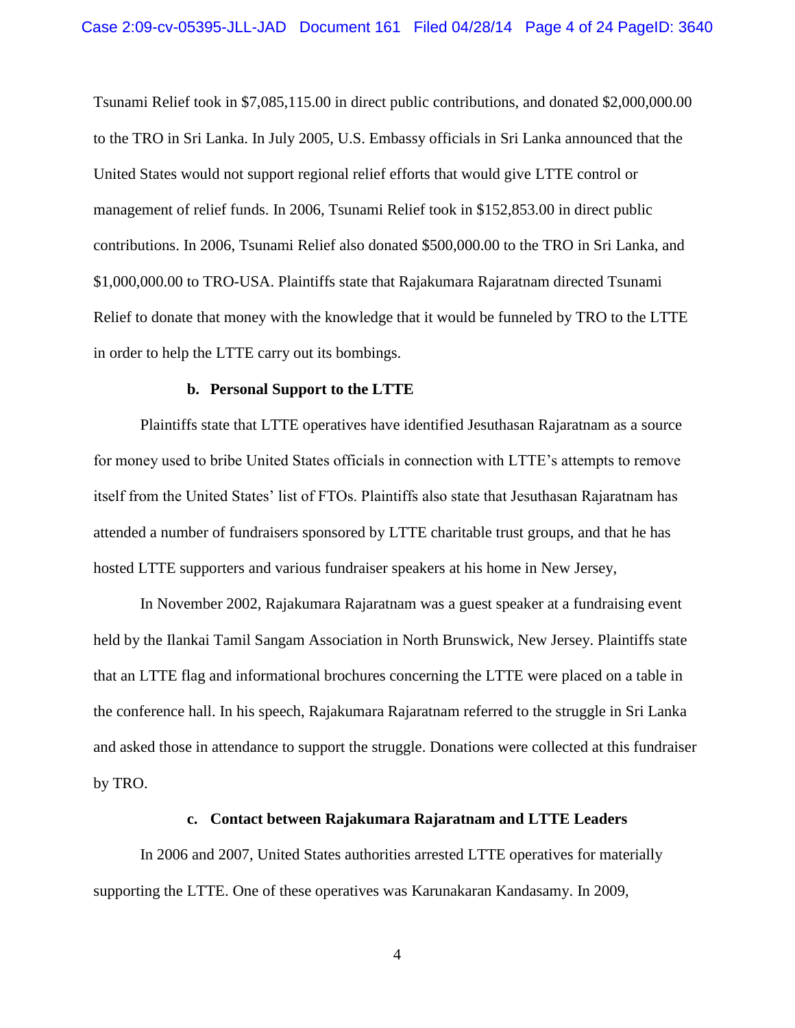Tsunami Relief took in $7,085,115.00 in direct public contributions, and donated $2,000,000.00 to the TRO in Sri Lanka. In July 2005, U.S. Embassy officials in Sri Lanka announced that the United States would not support regional relief efforts that would give LTTE control or management of relief funds. In 2006, Tsunami Relief took in $152,853.00 in direct public contributions. In 2006, Tsunami Relief also donated $500,000.00 to the TRO in Sri Lanka, and $1,000,000.00 to TRO-USA. Plaintiffs state that Rajakumara Rajaratnam directed Tsunami Relief to donate that money with the knowledge that it would be funneled by TRO to the LTTE in order to help the LTTE carry out its bombings.

**b. Personal Support to the LTTE**

Plaintiffs state that LTTE operatives have identified Jesuthasan Rajaratnam as a source for money used to bribe United States officials in connection with LTTE's attempts to remove itself from the United States' list of FTOs. Plaintiffs also state that Jesuthasan Rajaratnam has attended a number of fundraisers sponsored by LTTE charitable trust groups, and that he has hosted LTTE supporters and various fundraiser speakers at his home in New Jersey,

In November 2002, Rajakumara Rajaratnam was a guest speaker at a fundraising event held by the Ilankai Tamil Sangam Association in North Brunswick, New Jersey. Plaintiffs state that an LTTE flag and informational brochures concerning the LTTE were placed on a table in the conference hall. In his speech, Rajakumara Rajaratnam referred to the struggle in Sri Lanka and asked those in attendance to support the struggle. Donations were collected at this fundraiser by TRO.

**c. Contact between Rajakumara Rajaratnam and LTTE Leaders**

In 2006 and 2007, United States authorities arrested LTTE operatives for materially supporting the LTTE. One of these operatives was Karunakaran Kandasamy. In 2009,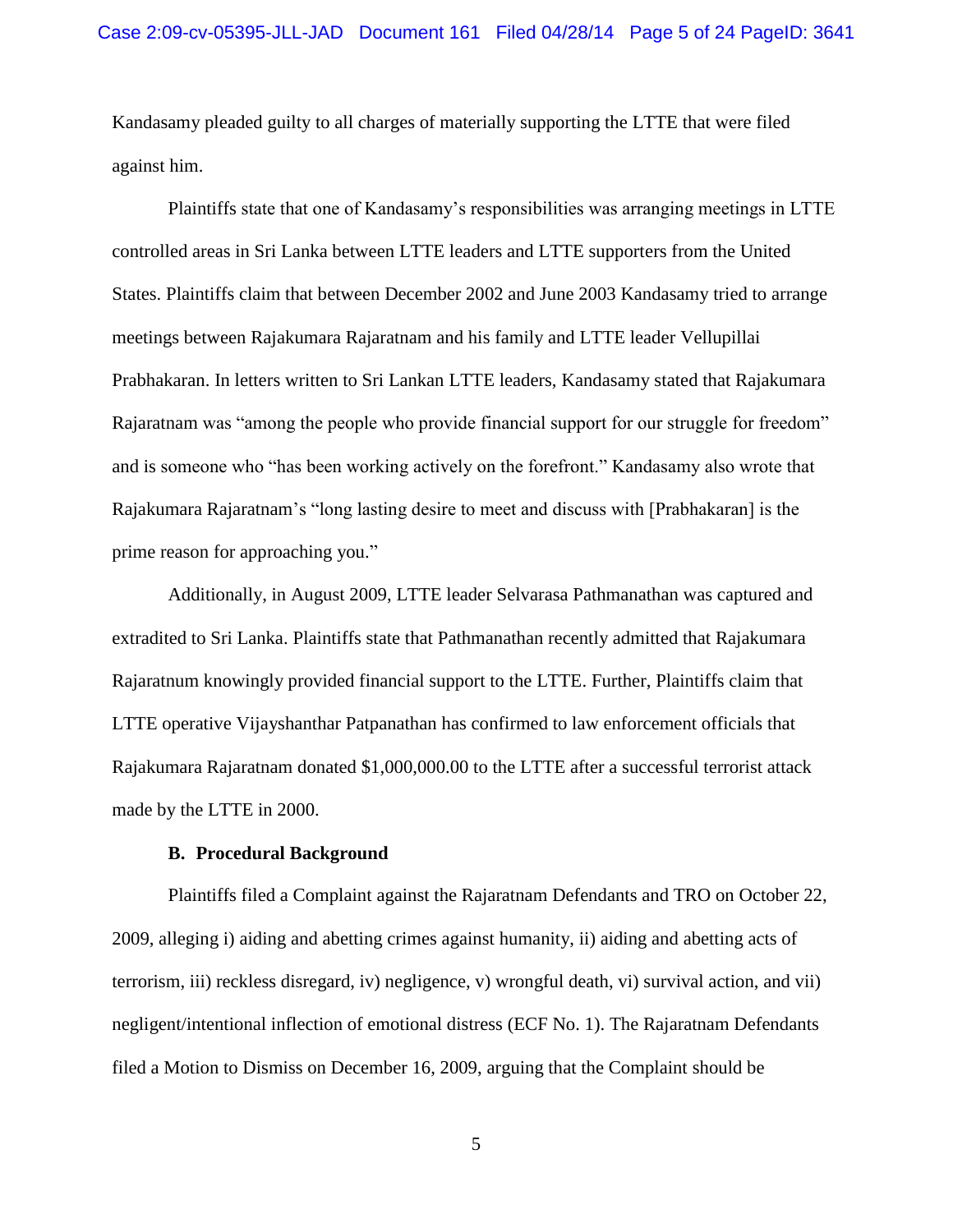Kandasamy pleaded guilty to all charges of materially supporting the LTTE that were filed against him.

Plaintiffs state that one of Kandasamy's responsibilities was arranging meetings in LTTE controlled areas in Sri Lanka between LTTE leaders and LTTE supporters from the United States. Plaintiffs claim that between December 2002 and June 2003 Kandasamy tried to arrange meetings between Rajakumara Rajaratnam and his family and LTTE leader Vellupillai Prabhakaran. In letters written to Sri Lankan LTTE leaders, Kandasamy stated that Rajakumara Rajaratnam was "among the people who provide financial support for our struggle for freedom" and is someone who "has been working actively on the forefront." Kandasamy also wrote that Rajakumara Rajaratnam's "long lasting desire to meet and discuss with [Prabhakaran] is the prime reason for approaching you."

Additionally, in August 2009, LTTE leader Selvarasa Pathmanathan was captured and extradited to Sri Lanka. Plaintiffs state that Pathmanathan recently admitted that Rajakumara Rajaratnum knowingly provided financial support to the LTTE. Further, Plaintiffs claim that LTTE operative Vijayshanthar Patpanathan has confirmed to law enforcement officials that Rajakumara Rajaratnam donated $1,000,000.00 to the LTTE after a successful terrorist attack made by the LTTE in 2000.

### B. Procedural Background

Plaintiffs filed a Complaint against the Rajaratnam Defendants and TRO on October 22, 2009, alleging i) aiding and abetting crimes against humanity, ii) aiding and abetting acts of terrorism, iii) reckless disregard, iv) negligence, v) wrongful death, vi) survival action, and vii) negligent/intentional inflection of emotional distress (ECF No. 1). The Rajaratnam Defendants filed a Motion to Dismiss on December 16, 2009, arguing that the Complaint should be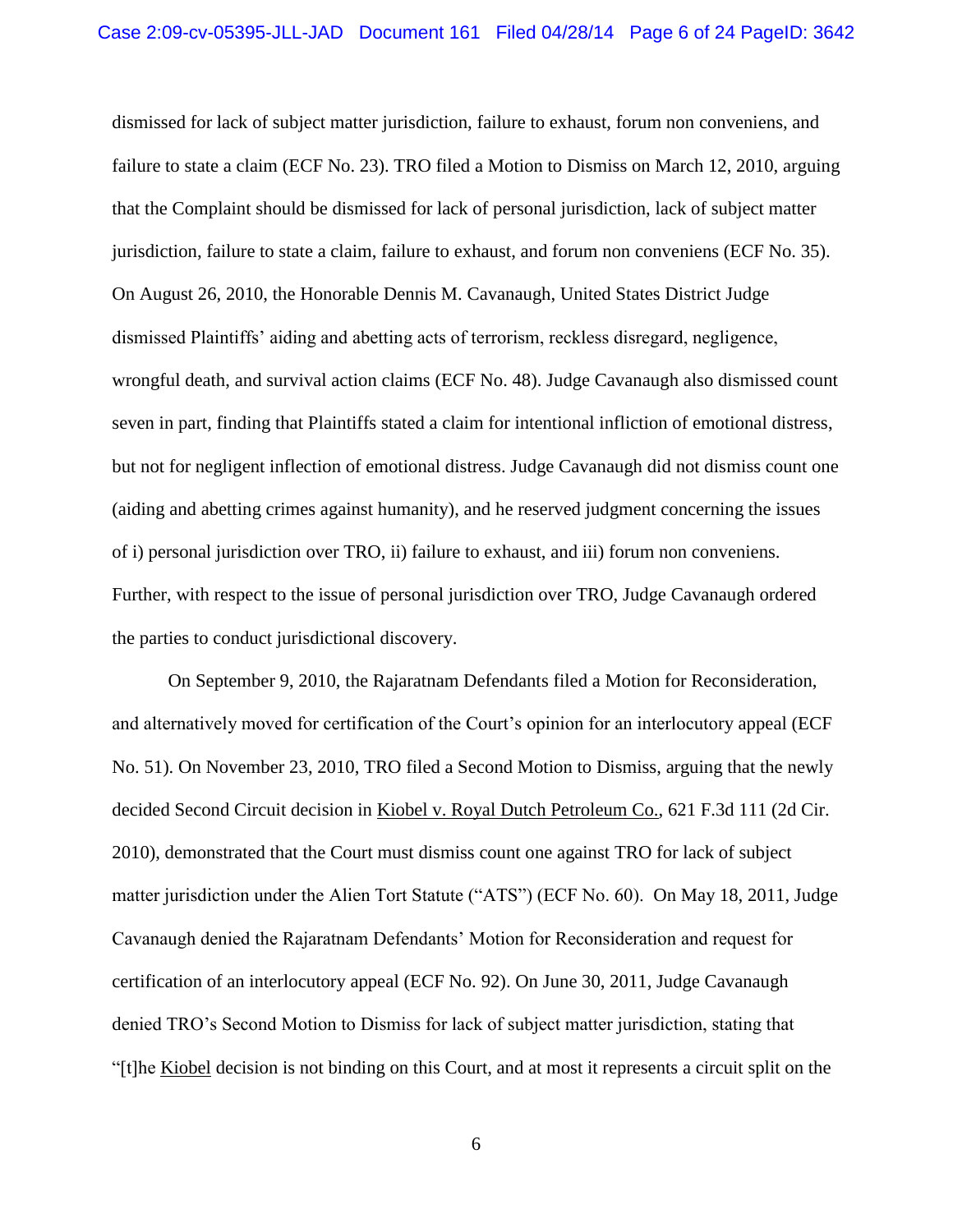dismissed for lack of subject matter jurisdiction, failure to exhaust, forum non conveniens, and failure to state a claim (ECF No. 23). TRO filed a Motion to Dismiss on March 12, 2010, arguing that the Complaint should be dismissed for lack of personal jurisdiction, lack of subject matter jurisdiction, failure to state a claim, failure to exhaust, and forum non conveniens (ECF No. 35). On August 26, 2010, the Honorable Dennis M. Cavanaugh, United States District Judge dismissed Plaintiffs' aiding and abetting acts of terrorism, reckless disregard, negligence, wrongful death, and survival action claims (ECF No. 48). Judge Cavanaugh also dismissed count seven in part, finding that Plaintiffs stated a claim for intentional infliction of emotional distress, but not for negligent inflection of emotional distress. Judge Cavanaugh did not dismiss count one (aiding and abetting crimes against humanity), and he reserved judgment concerning the issues of i) personal jurisdiction over TRO, ii) failure to exhaust, and iii) forum non conveniens. Further, with respect to the issue of personal jurisdiction over TRO, Judge Cavanaugh ordered the parties to conduct jurisdictional discovery.

On September 9, 2010, the Rajaratnam Defendants filed a Motion for Reconsideration, and alternatively moved for certification of the Court's opinion for an interlocutory appeal (ECF No. 51). On November 23, 2010, TRO filed a Second Motion to Dismiss, arguing that the newly decided Second Circuit decision in Kiobel v. Royal Dutch Petroleum Co., 621 F.3d 111 (2d Cir. 2010), demonstrated that the Court must dismiss count one against TRO for lack of subject matter jurisdiction under the Alien Tort Statute ("ATS") (ECF No. 60). On May 18, 2011, Judge Cavanaugh denied the Rajaratnam Defendants' Motion for Reconsideration and request for certification of an interlocutory appeal (ECF No. 92). On June 30, 2011, Judge Cavanaugh denied TRO's Second Motion to Dismiss for lack of subject matter jurisdiction, stating that "[t]he Kiobel decision is not binding on this Court, and at most it represents a circuit split on the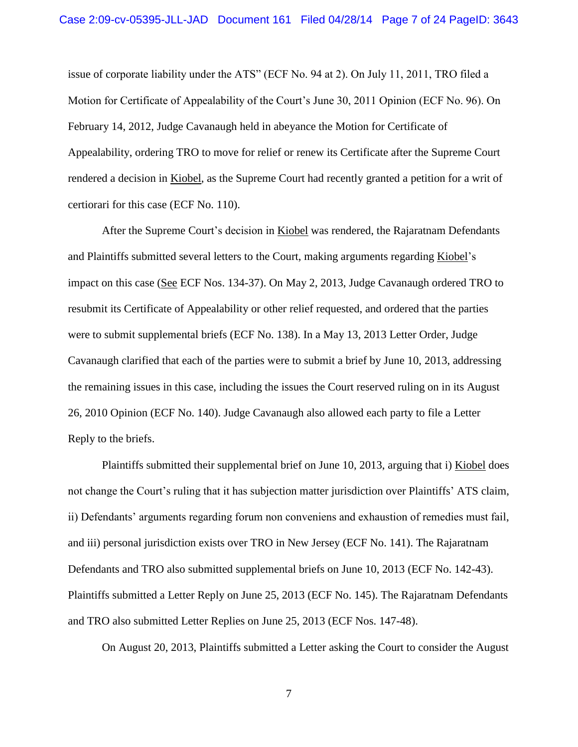issue of corporate liability under the ATS" (ECF No. 94 at 2). On July 11, 2011, TRO filed a Motion for Certificate of Appealability of the Court's June 30, 2011 Opinion (ECF No. 96). On February 14, 2012, Judge Cavanaugh held in abeyance the Motion for Certificate of Appealability, ordering TRO to move for relief or renew its Certificate after the Supreme Court rendered a decision in Kiobel, as the Supreme Court had recently granted a petition for a writ of certiorari for this case (ECF No. 110).

After the Supreme Court's decision in Kiobel was rendered, the Rajaratnam Defendants and Plaintiffs submitted several letters to the Court, making arguments regarding Kiobel's impact on this case (See ECF Nos. 134-37). On May 2, 2013, Judge Cavanaugh ordered TRO to resubmit its Certificate of Appealability or other relief requested, and ordered that the parties were to submit supplemental briefs (ECF No. 138). In a May 13, 2013 Letter Order, Judge Cavanaugh clarified that each of the parties were to submit a brief by June 10, 2013, addressing the remaining issues in this case, including the issues the Court reserved ruling on in its August 26, 2010 Opinion (ECF No. 140). Judge Cavanaugh also allowed each party to file a Letter Reply to the briefs.

Plaintiffs submitted their supplemental brief on June 10, 2013, arguing that i) Kiobel does not change the Court's ruling that it has subjection matter jurisdiction over Plaintiffs' ATS claim, ii) Defendants' arguments regarding forum non conveniens and exhaustion of remedies must fail, and iii) personal jurisdiction exists over TRO in New Jersey (ECF No. 141). The Rajaratnam Defendants and TRO also submitted supplemental briefs on June 10, 2013 (ECF No. 142-43). Plaintiffs submitted a Letter Reply on June 25, 2013 (ECF No. 145). The Rajaratnam Defendants and TRO also submitted Letter Replies on June 25, 2013 (ECF Nos. 147-48).

On August 20, 2013, Plaintiffs submitted a Letter asking the Court to consider the August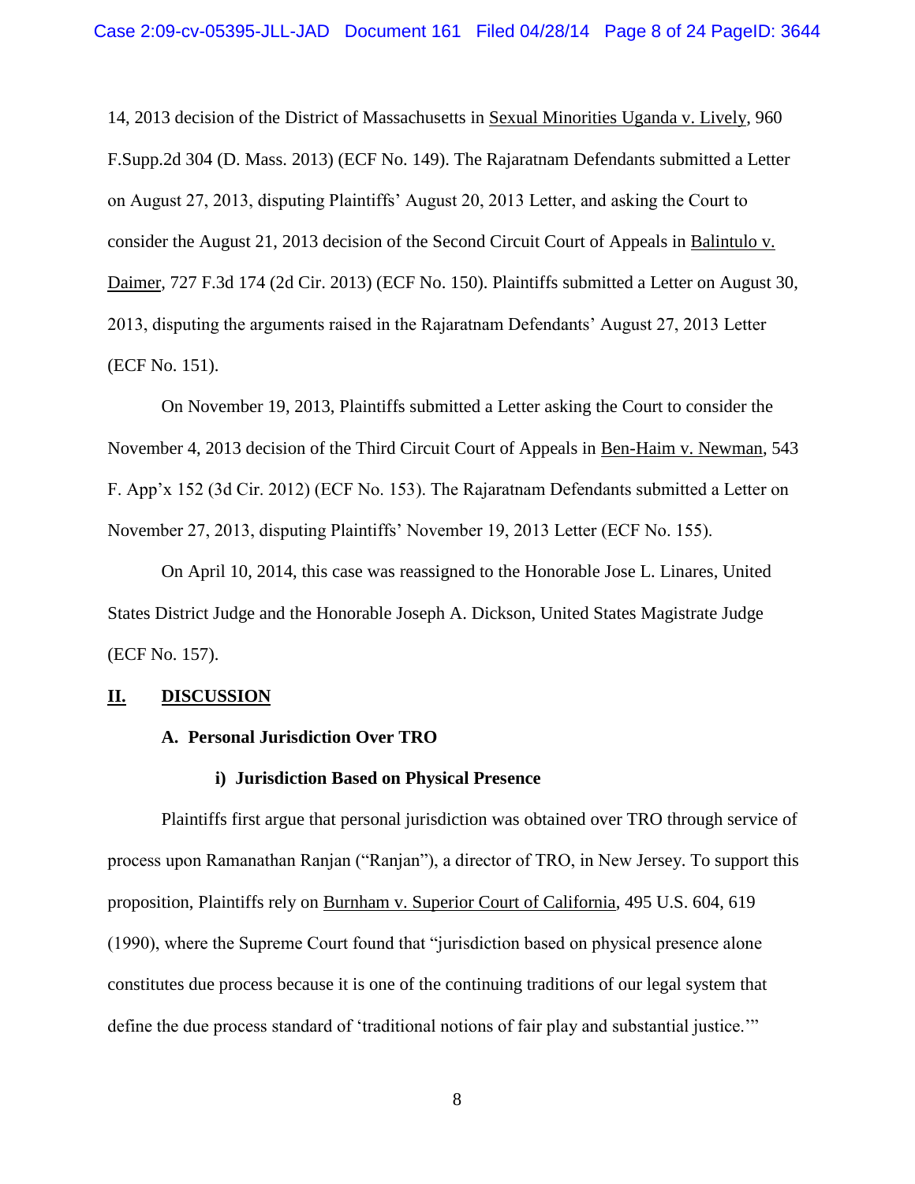14, 2013 decision of the District of Massachusetts in Sexual Minorities Uganda v. Lively, 960 F.Supp.2d 304 (D. Mass. 2013) (ECF No. 149). The Rajaratnam Defendants submitted a Letter on August 27, 2013, disputing Plaintiffs' August 20, 2013 Letter, and asking the Court to consider the August 21, 2013 decision of the Second Circuit Court of Appeals in Balintulo v. Daimer, 727 F.3d 174 (2d Cir. 2013) (ECF No. 150). Plaintiffs submitted a Letter on August 30, 2013, disputing the arguments raised in the Rajaratnam Defendants' August 27, 2013 Letter (ECF No. 151).

On November 19, 2013, Plaintiffs submitted a Letter asking the Court to consider the November 4, 2013 decision of the Third Circuit Court of Appeals in Ben-Haim v. Newman, 543 F. App'x 152 (3d Cir. 2012) (ECF No. 153). The Rajaratnam Defendants submitted a Letter on November 27, 2013, disputing Plaintiffs' November 19, 2013 Letter (ECF No. 155).

On April 10, 2014, this case was reassigned to the Honorable Jose L. Linares, United States District Judge and the Honorable Joseph A. Dickson, United States Magistrate Judge (ECF No. 157).

## II. DISCUSSION

### A. Personal Jurisdiction Over TRO

#### i) Jurisdiction Based on Physical Presence

Plaintiffs first argue that personal jurisdiction was obtained over TRO through service of process upon Ramanathan Ranjan ("Ranjan"), a director of TRO, in New Jersey. To support this proposition, Plaintiffs rely on Burnham v. Superior Court of California, 495 U.S. 604, 619 (1990), where the Supreme Court found that "jurisdiction based on physical presence alone constitutes due process because it is one of the continuing traditions of our legal system that define the due process standard of 'traditional notions of fair play and substantial justice.'"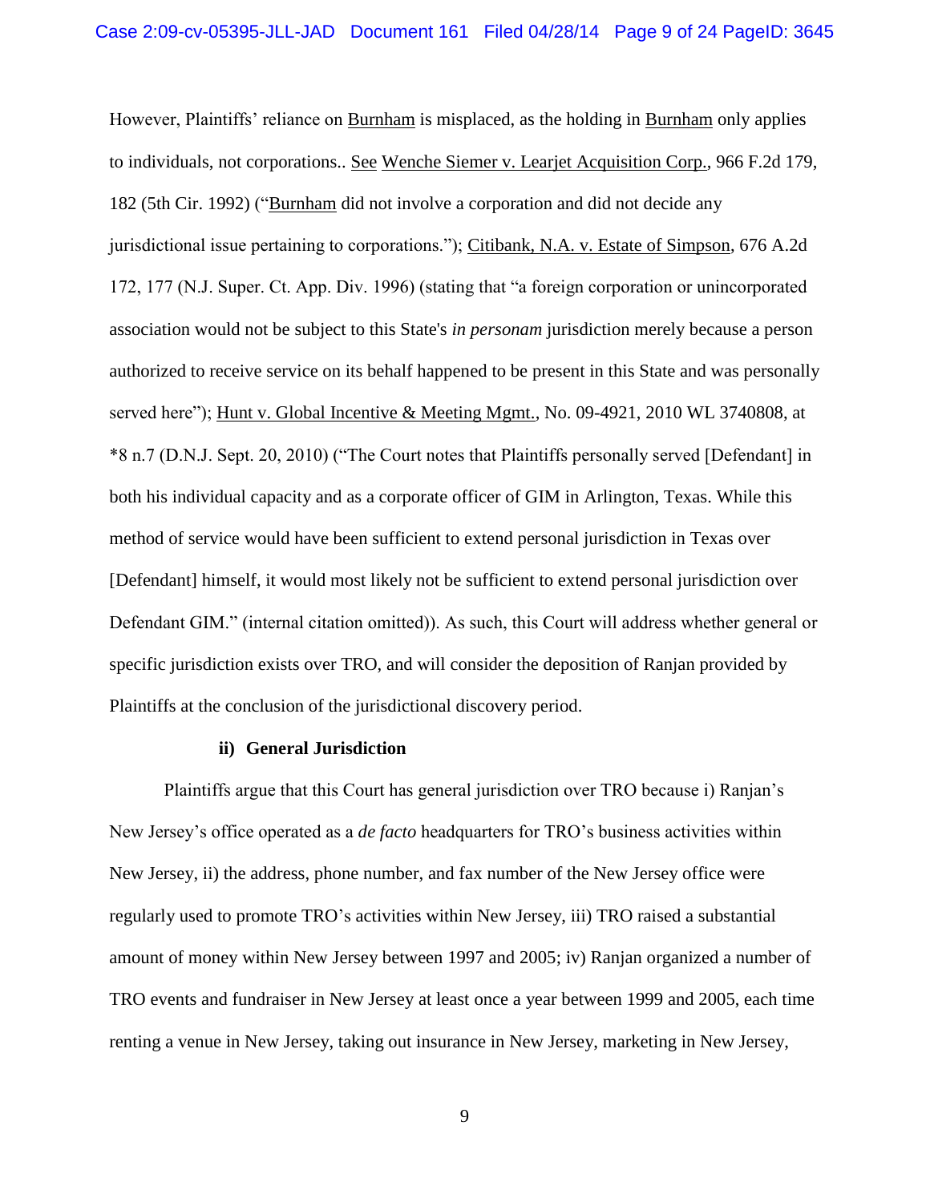However, Plaintiffs' reliance on Burnham is misplaced, as the holding in Burnham only applies to individuals, not corporations.. See Wenche Siemer v. Learjet Acquisition Corp., 966 F.2d 179, 182 (5th Cir. 1992) ("Burnham did not involve a corporation and did not decide any jurisdictional issue pertaining to corporations."); Citibank, N.A. v. Estate of Simpson, 676 A.2d 172, 177 (N.J. Super. Ct. App. Div. 1996) (stating that "a foreign corporation or unincorporated association would not be subject to this State's *in personam* jurisdiction merely because a person authorized to receive service on its behalf happened to be present in this State and was personally served here"); Hunt v. Global Incentive & Meeting Mgmt., No. 09-4921, 2010 WL 3740808, at *8 n.7 (D.N.J. Sept. 20, 2010) ("The Court notes that Plaintiffs personally served [Defendant] in both his individual capacity and as a corporate officer of GIM in Arlington, Texas. While this method of service would have been sufficient to extend personal jurisdiction in Texas over [Defendant] himself, it would most likely not be sufficient to extend personal jurisdiction over Defendant GIM." (internal citation omitted)). As such, this Court will address whether general or specific jurisdiction exists over TRO, and will consider the deposition of Ranjan provided by Plaintiffs at the conclusion of the jurisdictional discovery period.

**ii) General Jurisdiction**

Plaintiffs argue that this Court has general jurisdiction over TRO because i) Ranjan's New Jersey's office operated as a *de facto* headquarters for TRO's business activities within New Jersey, ii) the address, phone number, and fax number of the New Jersey office were regularly used to promote TRO's activities within New Jersey, iii) TRO raised a substantial amount of money within New Jersey between 1997 and 2005; iv) Ranjan organized a number of TRO events and fundraiser in New Jersey at least once a year between 1999 and 2005, each time renting a venue in New Jersey, taking out insurance in New Jersey, marketing in New Jersey,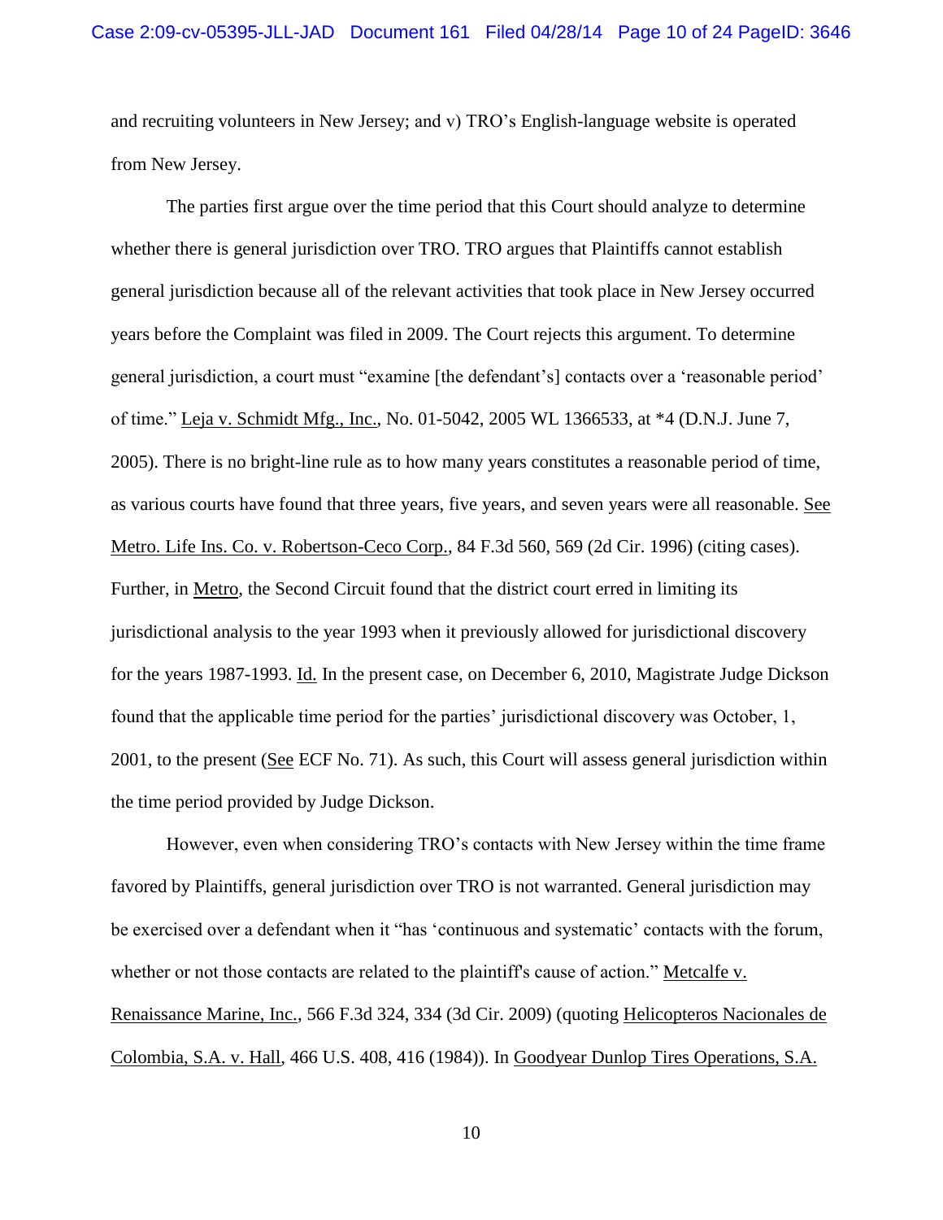and recruiting volunteers in New Jersey; and v) TRO's English-language website is operated from New Jersey.

The parties first argue over the time period that this Court should analyze to determine whether there is general jurisdiction over TRO. TRO argues that Plaintiffs cannot establish general jurisdiction because all of the relevant activities that took place in New Jersey occurred years before the Complaint was filed in 2009. The Court rejects this argument. To determine general jurisdiction, a court must "examine [the defendant's] contacts over a 'reasonable period' of time." Leja v. Schmidt Mfg., Inc., No. 01-5042, 2005 WL 1366533, at *4 (D.N.J. June 7, 2005). There is no bright-line rule as to how many years constitutes a reasonable period of time, as various courts have found that three years, five years, and seven years were all reasonable. See Metro. Life Ins. Co. v. Robertson-Ceco Corp., 84 F.3d 560, 569 (2d Cir. 1996) (citing cases). Further, in Metro, the Second Circuit found that the district court erred in limiting its jurisdictional analysis to the year 1993 when it previously allowed for jurisdictional discovery for the years 1987-1993. Id. In the present case, on December 6, 2010, Magistrate Judge Dickson found that the applicable time period for the parties' jurisdictional discovery was October, 1, 2001, to the present (See ECF No. 71). As such, this Court will assess general jurisdiction within the time period provided by Judge Dickson.

However, even when considering TRO's contacts with New Jersey within the time frame favored by Plaintiffs, general jurisdiction over TRO is not warranted. General jurisdiction may be exercised over a defendant when it "has 'continuous and systematic' contacts with the forum, whether or not those contacts are related to the plaintiff's cause of action." Metcalfe v. Renaissance Marine, Inc., 566 F.3d 324, 334 (3d Cir. 2009) (quoting Helicopteros Nacionales de Colombia, S.A. v. Hall, 466 U.S. 408, 416 (1984)). In Goodyear Dunlop Tires Operations, S.A.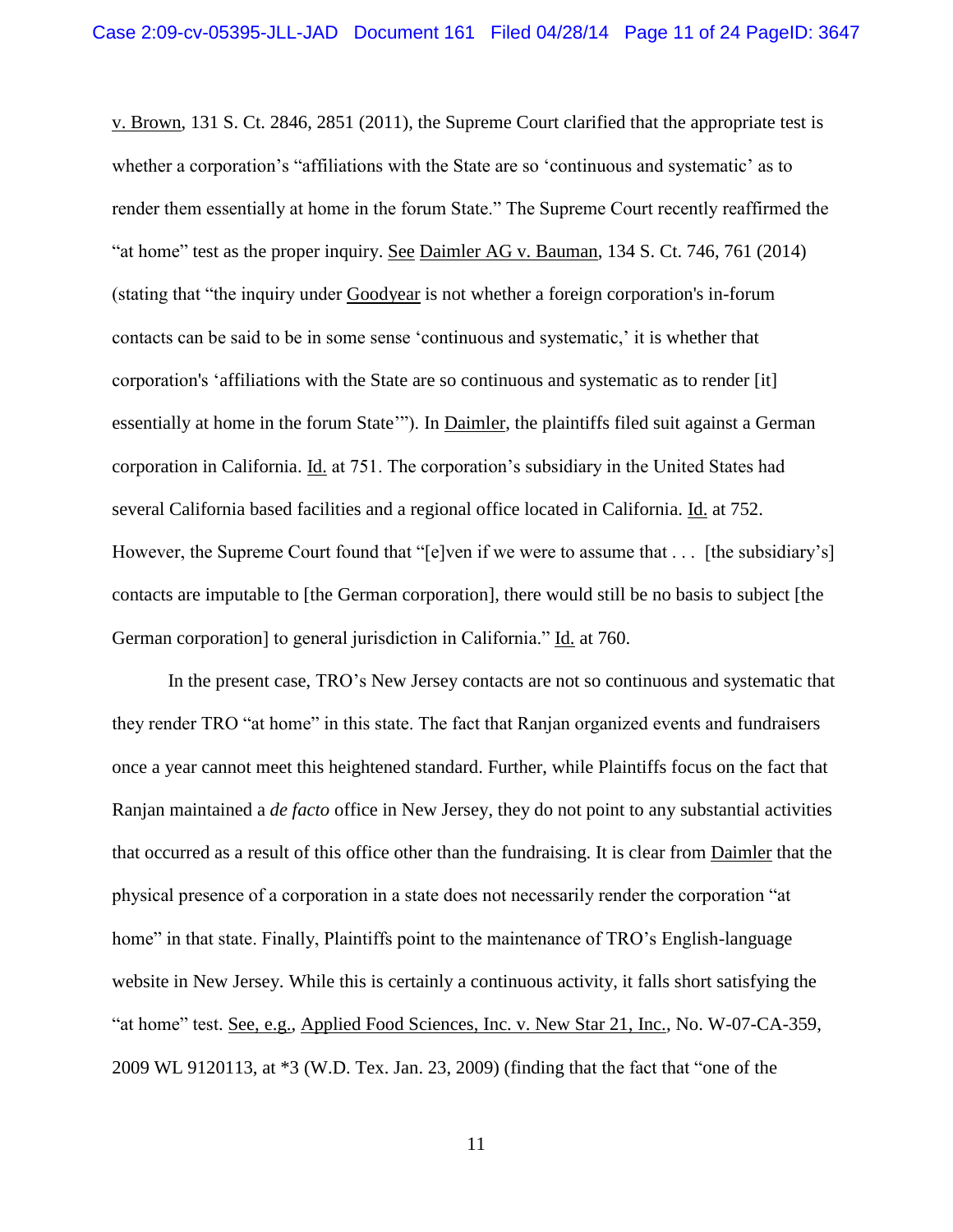v. Brown, 131 S. Ct. 2846, 2851 (2011), the Supreme Court clarified that the appropriate test is whether a corporation's "affiliations with the State are so 'continuous and systematic' as to render them essentially at home in the forum State." The Supreme Court recently reaffirmed the "at home" test as the proper inquiry. See Daimler AG v. Bauman, 134 S. Ct. 746, 761 (2014) (stating that "the inquiry under Goodyear is not whether a foreign corporation's in-forum contacts can be said to be in some sense 'continuous and systematic,' it is whether that corporation's 'affiliations with the State are so continuous and systematic as to render [it] essentially at home in the forum State'"). In Daimler, the plaintiffs filed suit against a German corporation in California. Id. at 751. The corporation's subsidiary in the United States had several California based facilities and a regional office located in California. Id. at 752. However, the Supreme Court found that "[e]ven if we were to assume that . . . [the subsidiary's] contacts are imputable to [the German corporation], there would still be no basis to subject [the German corporation] to general jurisdiction in California." Id. at 760.

In the present case, TRO's New Jersey contacts are not so continuous and systematic that they render TRO "at home" in this state. The fact that Ranjan organized events and fundraisers once a year cannot meet this heightened standard. Further, while Plaintiffs focus on the fact that Ranjan maintained a *de facto* office in New Jersey, they do not point to any substantial activities that occurred as a result of this office other than the fundraising. It is clear from Daimler that the physical presence of a corporation in a state does not necessarily render the corporation "at home" in that state. Finally, Plaintiffs point to the maintenance of TRO's English-language website in New Jersey. While this is certainly a continuous activity, it falls short satisfying the "at home" test. See, e.g., Applied Food Sciences, Inc. v. New Star 21, Inc., No. W-07-CA-359, 2009 WL 9120113, at *3 (W.D. Tex. Jan. 23, 2009) (finding that the fact that "one of the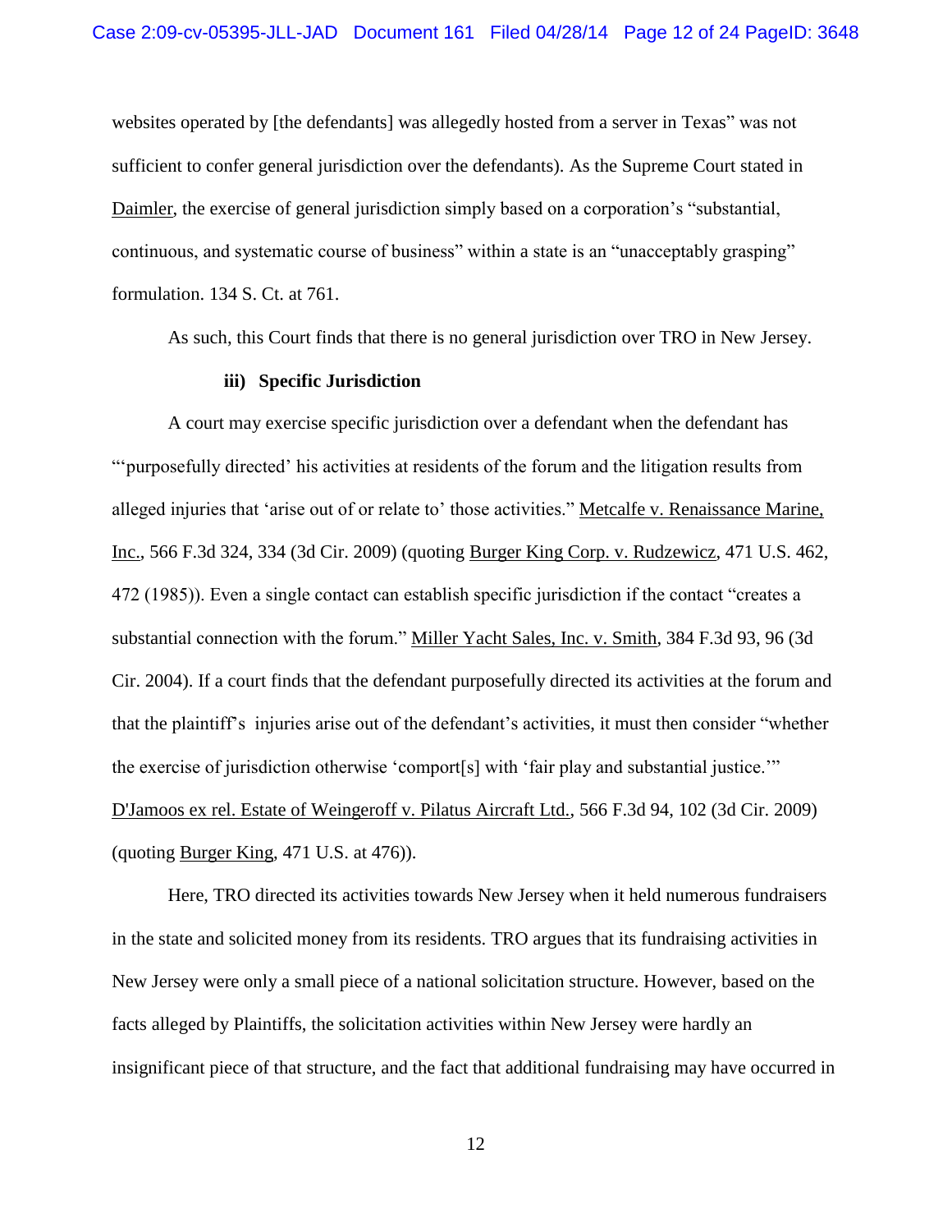websites operated by [the defendants] was allegedly hosted from a server in Texas" was not sufficient to confer general jurisdiction over the defendants). As the Supreme Court stated in Daimler, the exercise of general jurisdiction simply based on a corporation's "substantial, continuous, and systematic course of business" within a state is an "unacceptably grasping" formulation. 134 S. Ct. at 761.

As such, this Court finds that there is no general jurisdiction over TRO in New Jersey.

#### iii) Specific Jurisdiction

A court may exercise specific jurisdiction over a defendant when the defendant has "'purposefully directed' his activities at residents of the forum and the litigation results from alleged injuries that 'arise out of or relate to' those activities." Metcalfe v. Renaissance Marine, Inc., 566 F.3d 324, 334 (3d Cir. 2009) (quoting Burger King Corp. v. Rudzewicz, 471 U.S. 462, 472 (1985)). Even a single contact can establish specific jurisdiction if the contact "creates a substantial connection with the forum." Miller Yacht Sales, Inc. v. Smith, 384 F.3d 93, 96 (3d Cir. 2004). If a court finds that the defendant purposefully directed its activities at the forum and that the plaintiff's injuries arise out of the defendant's activities, it must then consider "whether the exercise of jurisdiction otherwise 'comport[s] with 'fair play and substantial justice.'" D'Jamoos ex rel. Estate of Weingeroff v. Pilatus Aircraft Ltd., 566 F.3d 94, 102 (3d Cir. 2009) (quoting Burger King, 471 U.S. at 476)).

Here, TRO directed its activities towards New Jersey when it held numerous fundraisers in the state and solicited money from its residents. TRO argues that its fundraising activities in New Jersey were only a small piece of a national solicitation structure. However, based on the facts alleged by Plaintiffs, the solicitation activities within New Jersey were hardly an insignificant piece of that structure, and the fact that additional fundraising may have occurred in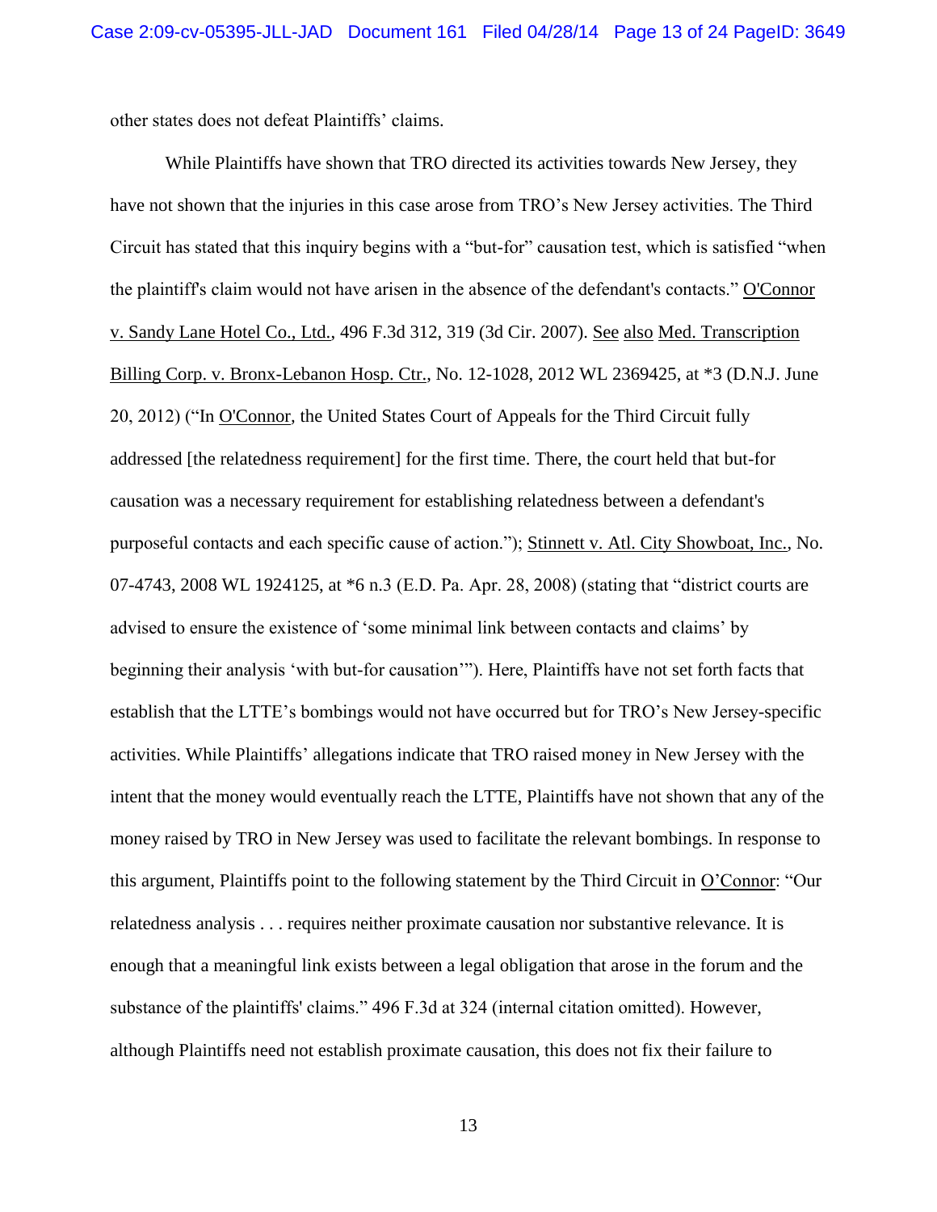other states does not defeat Plaintiffs' claims.

While Plaintiffs have shown that TRO directed its activities towards New Jersey, they have not shown that the injuries in this case arose from TRO's New Jersey activities. The Third Circuit has stated that this inquiry begins with a "but-for" causation test, which is satisfied "when the plaintiff's claim would not have arisen in the absence of the defendant's contacts." O'Connor v. Sandy Lane Hotel Co., Ltd., 496 F.3d 312, 319 (3d Cir. 2007). See also Med. Transcription Billing Corp. v. Bronx-Lebanon Hosp. Ctr., No. 12-1028, 2012 WL 2369425, at *3 (D.N.J. June 20, 2012) ("In O'Connor, the United States Court of Appeals for the Third Circuit fully addressed [the relatedness requirement] for the first time. There, the court held that but-for causation was a necessary requirement for establishing relatedness between a defendant's purposeful contacts and each specific cause of action."); Stinnett v. Atl. City Showboat, Inc., No. 07-4743, 2008 WL 1924125, at *6 n.3 (E.D. Pa. Apr. 28, 2008) (stating that "district courts are advised to ensure the existence of 'some minimal link between contacts and claims' by beginning their analysis 'with but-for causation'"). Here, Plaintiffs have not set forth facts that establish that the LTTE's bombings would not have occurred but for TRO's New Jersey-specific activities. While Plaintiffs' allegations indicate that TRO raised money in New Jersey with the intent that the money would eventually reach the LTTE, Plaintiffs have not shown that any of the money raised by TRO in New Jersey was used to facilitate the relevant bombings. In response to this argument, Plaintiffs point to the following statement by the Third Circuit in O'Connor: "Our relatedness analysis . . . requires neither proximate causation nor substantive relevance. It is enough that a meaningful link exists between a legal obligation that arose in the forum and the substance of the plaintiffs' claims." 496 F.3d at 324 (internal citation omitted). However, although Plaintiffs need not establish proximate causation, this does not fix their failure to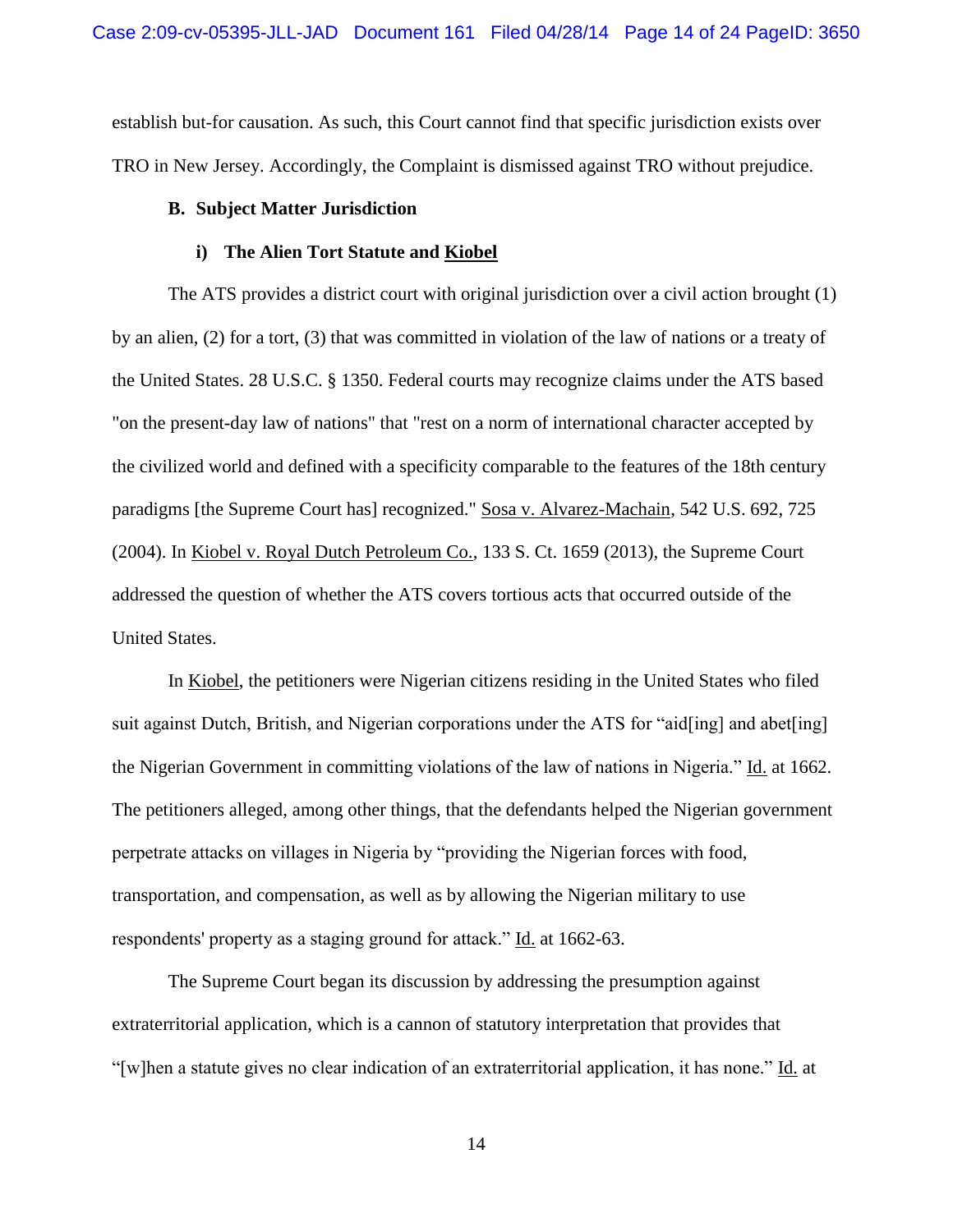establish but-for causation. As such, this Court cannot find that specific jurisdiction exists over TRO in New Jersey. Accordingly, the Complaint is dismissed against TRO without prejudice.

**B. Subject Matter Jurisdiction**

**i) The Alien Tort Statute and Kiobel**

The ATS provides a district court with original jurisdiction over a civil action brought (1) by an alien, (2) for a tort, (3) that was committed in violation of the law of nations or a treaty of the United States. 28 U.S.C. § 1350. Federal courts may recognize claims under the ATS based "on the present-day law of nations" that "rest on a norm of international character accepted by the civilized world and defined with a specificity comparable to the features of the 18th century paradigms [the Supreme Court has] recognized." Sosa v. Alvarez-Machain, 542 U.S. 692, 725 (2004). In Kiobel v. Royal Dutch Petroleum Co., 133 S. Ct. 1659 (2013), the Supreme Court addressed the question of whether the ATS covers tortious acts that occurred outside of the United States.

In Kiobel, the petitioners were Nigerian citizens residing in the United States who filed suit against Dutch, British, and Nigerian corporations under the ATS for "aid[ing] and abet[ing] the Nigerian Government in committing violations of the law of nations in Nigeria." Id. at 1662. The petitioners alleged, among other things, that the defendants helped the Nigerian government perpetrate attacks on villages in Nigeria by "providing the Nigerian forces with food, transportation, and compensation, as well as by allowing the Nigerian military to use respondents' property as a staging ground for attack." Id. at 1662-63.

The Supreme Court began its discussion by addressing the presumption against extraterritorial application, which is a cannon of statutory interpretation that provides that "[w]hen a statute gives no clear indication of an extraterritorial application, it has none." Id. at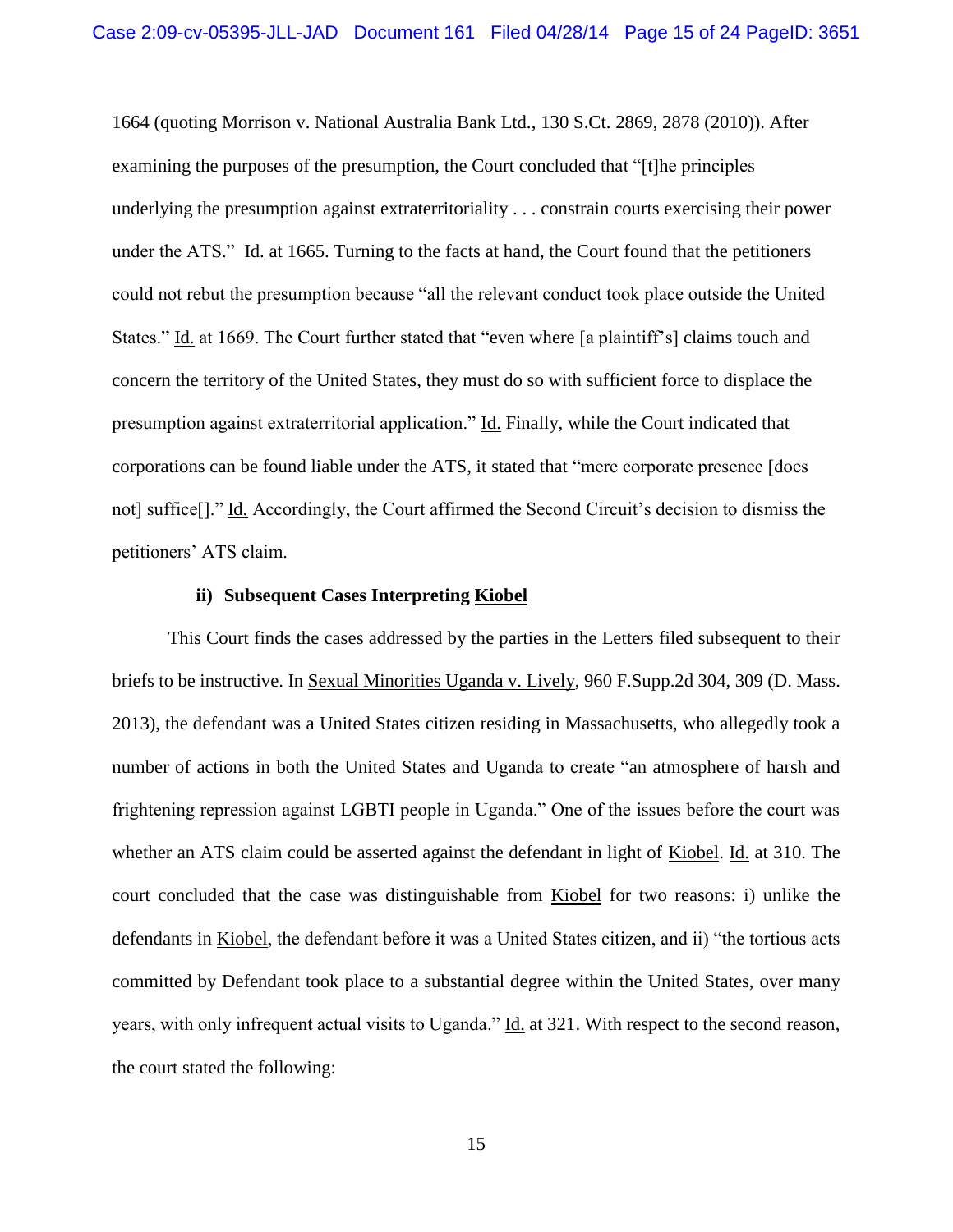1664 (quoting Morrison v. National Australia Bank Ltd., 130 S.Ct. 2869, 2878 (2010)). After examining the purposes of the presumption, the Court concluded that "[t]he principles underlying the presumption against extraterritoriality . . . constrain courts exercising their power under the ATS." Id. at 1665. Turning to the facts at hand, the Court found that the petitioners could not rebut the presumption because "all the relevant conduct took place outside the United States." Id. at 1669. The Court further stated that "even where [a plaintiff's] claims touch and concern the territory of the United States, they must do so with sufficient force to displace the presumption against extraterritorial application." Id. Finally, while the Court indicated that corporations can be found liable under the ATS, it stated that "mere corporate presence [does not] suffice[]." Id. Accordingly, the Court affirmed the Second Circuit's decision to dismiss the petitioners' ATS claim.

#### ii) Subsequent Cases Interpreting Kiobel

This Court finds the cases addressed by the parties in the Letters filed subsequent to their briefs to be instructive. In Sexual Minorities Uganda v. Lively, 960 F.Supp.2d 304, 309 (D. Mass. 2013), the defendant was a United States citizen residing in Massachusetts, who allegedly took a number of actions in both the United States and Uganda to create "an atmosphere of harsh and frightening repression against LGBTI people in Uganda." One of the issues before the court was whether an ATS claim could be asserted against the defendant in light of Kiobel. Id. at 310. The court concluded that the case was distinguishable from Kiobel for two reasons: i) unlike the defendants in Kiobel, the defendant before it was a United States citizen, and ii) "the tortious acts committed by Defendant took place to a substantial degree within the United States, over many years, with only infrequent actual visits to Uganda." Id. at 321. With respect to the second reason, the court stated the following: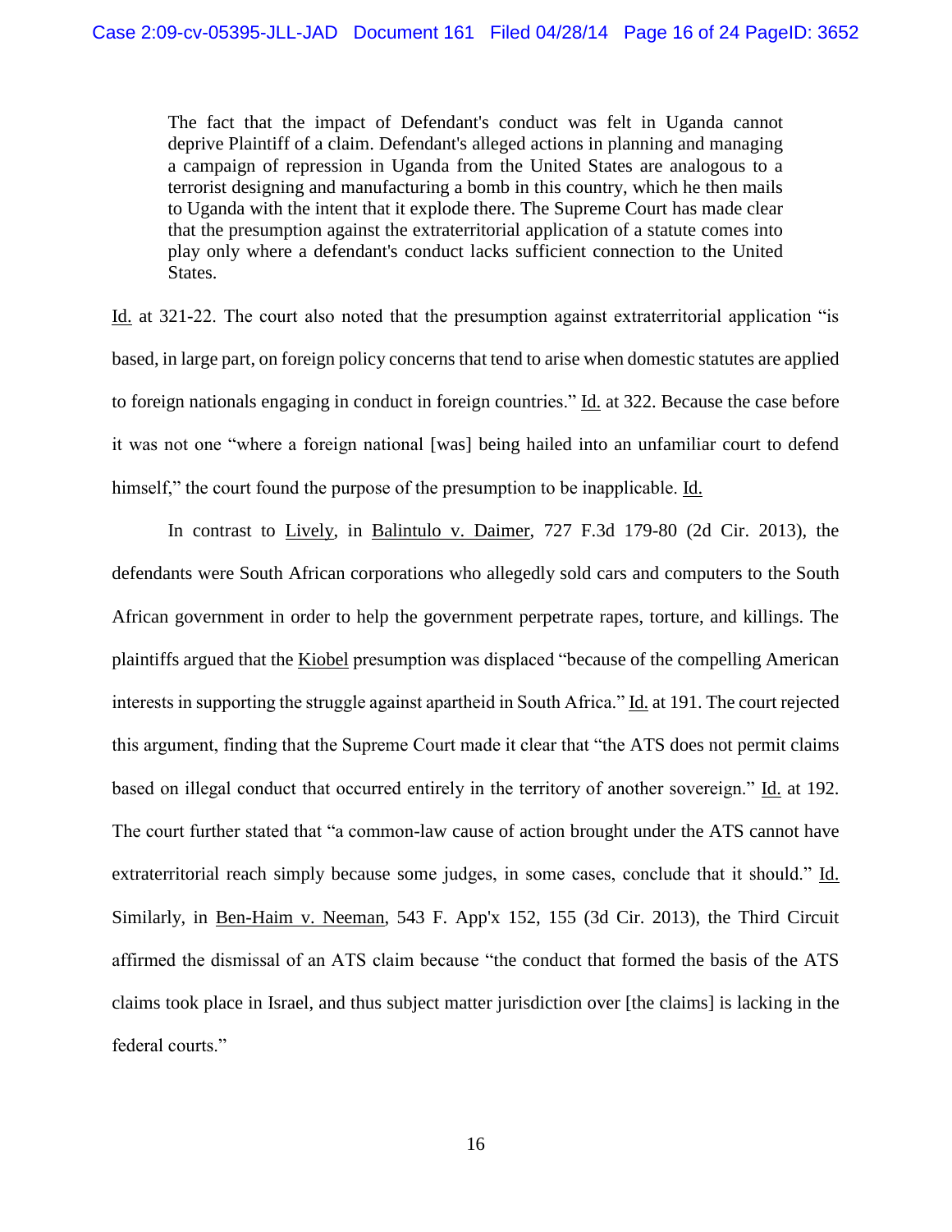> The fact that the impact of Defendant's conduct was felt in Uganda cannot deprive Plaintiff of a claim. Defendant's alleged actions in planning and managing a campaign of repression in Uganda from the United States are analogous to a terrorist designing and manufacturing a bomb in this country, which he then mails to Uganda with the intent that it explode there. The Supreme Court has made clear that the presumption against the extraterritorial application of a statute comes into play only where a defendant's conduct lacks sufficient connection to the United States.

Id. at 321-22. The court also noted that the presumption against extraterritorial application "is based, in large part, on foreign policy concerns that tend to arise when domestic statutes are applied to foreign nationals engaging in conduct in foreign countries." Id. at 322. Because the case before it was not one "where a foreign national [was] being hailed into an unfamiliar court to defend himself," the court found the purpose of the presumption to be inapplicable. Id.

In contrast to Lively, in Balintulo v. Daimer, 727 F.3d 179-80 (2d Cir. 2013), the defendants were South African corporations who allegedly sold cars and computers to the South African government in order to help the government perpetrate rapes, torture, and killings. The plaintiffs argued that the Kiobel presumption was displaced "because of the compelling American interests in supporting the struggle against apartheid in South Africa." Id. at 191. The court rejected this argument, finding that the Supreme Court made it clear that "the ATS does not permit claims based on illegal conduct that occurred entirely in the territory of another sovereign." Id. at 192. The court further stated that "a common-law cause of action brought under the ATS cannot have extraterritorial reach simply because some judges, in some cases, conclude that it should." Id. Similarly, in Ben-Haim v. Neeman, 543 F. App'x 152, 155 (3d Cir. 2013), the Third Circuit affirmed the dismissal of an ATS claim because "the conduct that formed the basis of the ATS claims took place in Israel, and thus subject matter jurisdiction over [the claims] is lacking in the federal courts."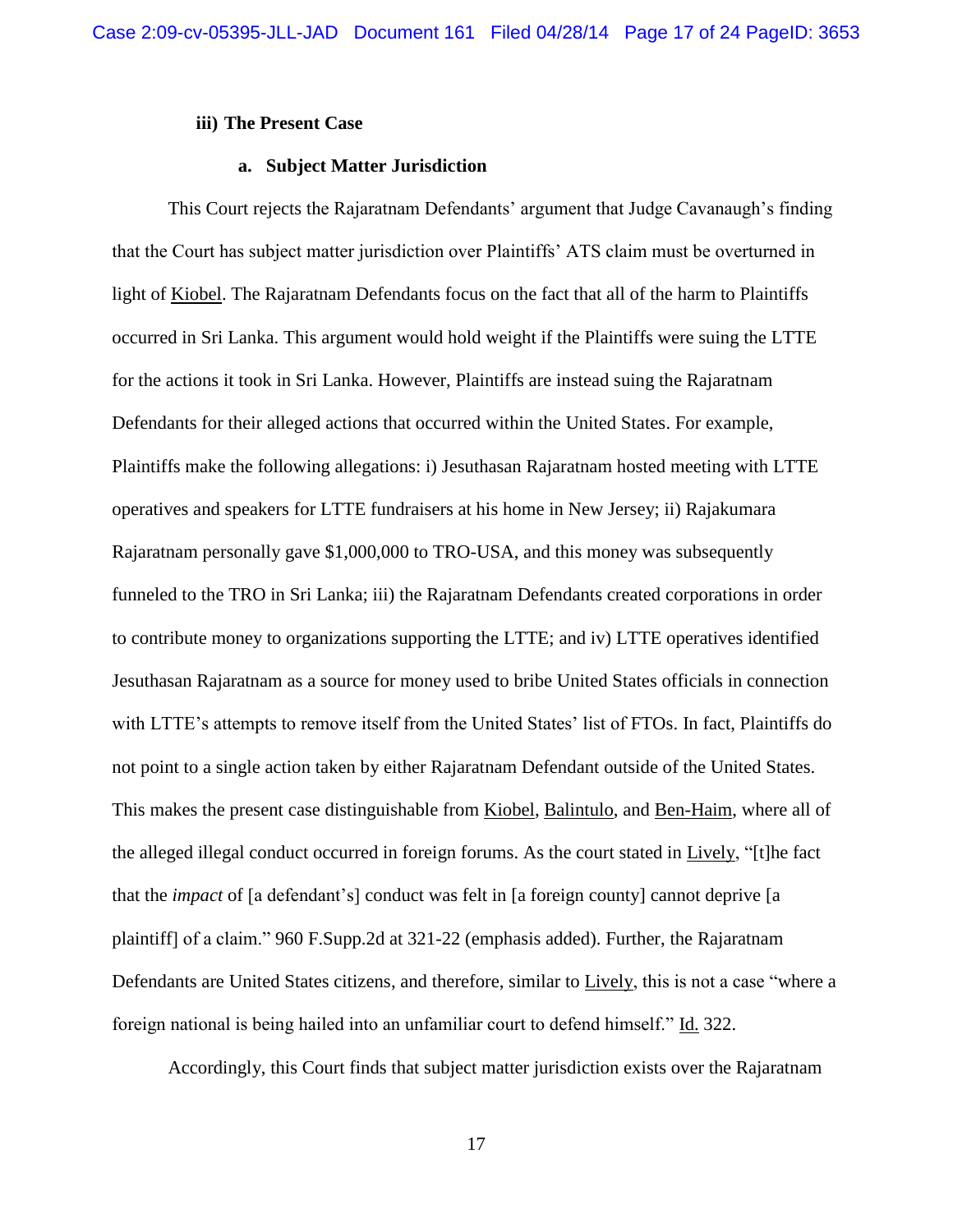**iii) The Present Case**

**a. Subject Matter Jurisdiction**

This Court rejects the Rajaratnam Defendants' argument that Judge Cavanaugh's finding that the Court has subject matter jurisdiction over Plaintiffs' ATS claim must be overturned in light of Kiobel. The Rajaratnam Defendants focus on the fact that all of the harm to Plaintiffs occurred in Sri Lanka. This argument would hold weight if the Plaintiffs were suing the LTTE for the actions it took in Sri Lanka. However, Plaintiffs are instead suing the Rajaratnam Defendants for their alleged actions that occurred within the United States. For example, Plaintiffs make the following allegations: i) Jesuthasan Rajaratnam hosted meeting with LTTE operatives and speakers for LTTE fundraisers at his home in New Jersey; ii) Rajakumara Rajaratnam personally gave $1,000,000 to TRO-USA, and this money was subsequently funneled to the TRO in Sri Lanka; iii) the Rajaratnam Defendants created corporations in order to contribute money to organizations supporting the LTTE; and iv) LTTE operatives identified Jesuthasan Rajaratnam as a source for money used to bribe United States officials in connection with LTTE's attempts to remove itself from the United States' list of FTOs. In fact, Plaintiffs do not point to a single action taken by either Rajaratnam Defendant outside of the United States. This makes the present case distinguishable from Kiobel, Balintulo, and Ben-Haim, where all of the alleged illegal conduct occurred in foreign forums. As the court stated in Lively, "[t]he fact that the *impact* of [a defendant's] conduct was felt in [a foreign county] cannot deprive [a plaintiff] of a claim." 960 F.Supp.2d at 321-22 (emphasis added). Further, the Rajaratnam Defendants are United States citizens, and therefore, similar to Lively, this is not a case "where a foreign national is being hailed into an unfamiliar court to defend himself." Id. 322.

Accordingly, this Court finds that subject matter jurisdiction exists over the Rajaratnam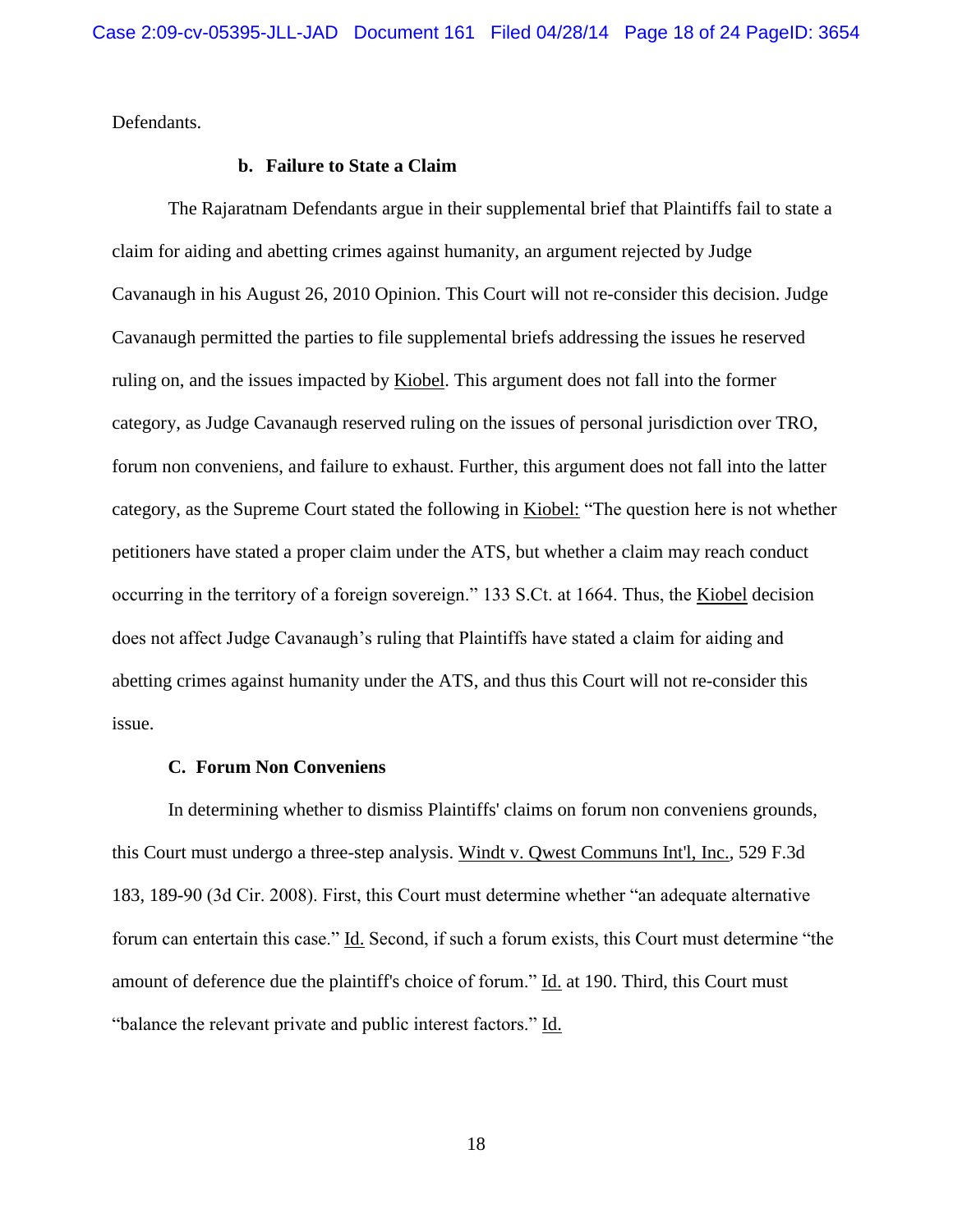Defendants.

**b. Failure to State a Claim**

The Rajaratnam Defendants argue in their supplemental brief that Plaintiffs fail to state a claim for aiding and abetting crimes against humanity, an argument rejected by Judge Cavanaugh in his August 26, 2010 Opinion. This Court will not re-consider this decision. Judge Cavanaugh permitted the parties to file supplemental briefs addressing the issues he reserved ruling on, and the issues impacted by Kiobel. This argument does not fall into the former category, as Judge Cavanaugh reserved ruling on the issues of personal jurisdiction over TRO, forum non conveniens, and failure to exhaust. Further, this argument does not fall into the latter category, as the Supreme Court stated the following in Kiobel: "The question here is not whether petitioners have stated a proper claim under the ATS, but whether a claim may reach conduct occurring in the territory of a foreign sovereign." 133 S.Ct. at 1664. Thus, the Kiobel decision does not affect Judge Cavanaugh's ruling that Plaintiffs have stated a claim for aiding and abetting crimes against humanity under the ATS, and thus this Court will not re-consider this issue.

**C. Forum Non Conveniens**

In determining whether to dismiss Plaintiffs' claims on forum non conveniens grounds, this Court must undergo a three-step analysis. Windt v. Qwest Communs Int'l, Inc., 529 F.3d 183, 189-90 (3d Cir. 2008). First, this Court must determine whether "an adequate alternative forum can entertain this case." Id. Second, if such a forum exists, this Court must determine "the amount of deference due the plaintiff's choice of forum." Id. at 190. Third, this Court must "balance the relevant private and public interest factors." Id.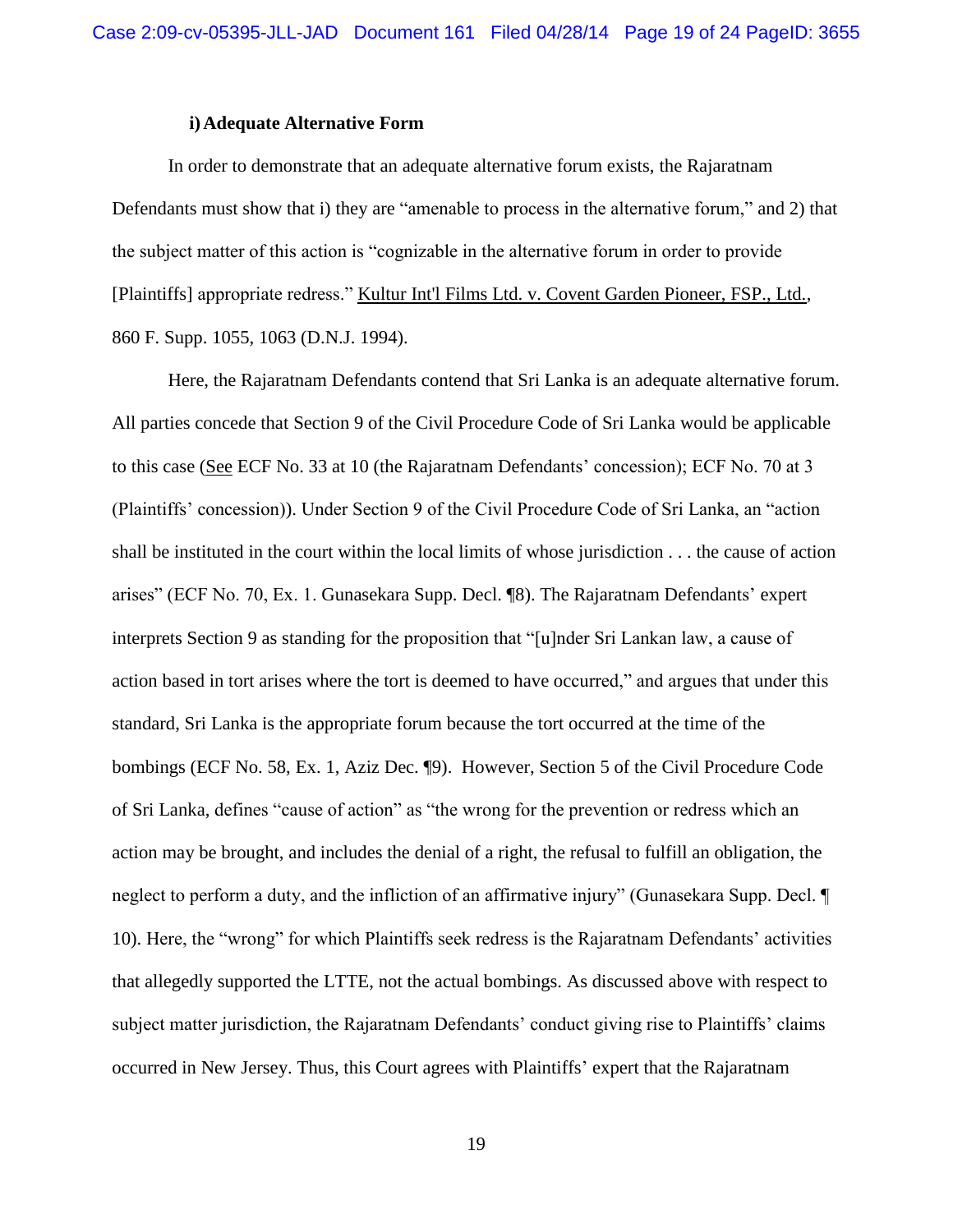#### i) Adequate Alternative Form

In order to demonstrate that an adequate alternative forum exists, the Rajaratnam Defendants must show that i) they are "amenable to process in the alternative forum," and 2) that the subject matter of this action is "cognizable in the alternative forum in order to provide [Plaintiffs] appropriate redress." Kultur Int'l Films Ltd. v. Covent Garden Pioneer, FSP., Ltd., 860 F. Supp. 1055, 1063 (D.N.J. 1994).

Here, the Rajaratnam Defendants contend that Sri Lanka is an adequate alternative forum. All parties concede that Section 9 of the Civil Procedure Code of Sri Lanka would be applicable to this case (See ECF No. 33 at 10 (the Rajaratnam Defendants' concession); ECF No. 70 at 3 (Plaintiffs' concession)). Under Section 9 of the Civil Procedure Code of Sri Lanka, an "action shall be instituted in the court within the local limits of whose jurisdiction . . . the cause of action arises" (ECF No. 70, Ex. 1. Gunasekara Supp. Decl. ¶8). The Rajaratnam Defendants' expert interprets Section 9 as standing for the proposition that "[u]nder Sri Lankan law, a cause of action based in tort arises where the tort is deemed to have occurred," and argues that under this standard, Sri Lanka is the appropriate forum because the tort occurred at the time of the bombings (ECF No. 58, Ex. 1, Aziz Dec. ¶9). However, Section 5 of the Civil Procedure Code of Sri Lanka, defines "cause of action" as "the wrong for the prevention or redress which an action may be brought, and includes the denial of a right, the refusal to fulfill an obligation, the neglect to perform a duty, and the infliction of an affirmative injury" (Gunasekara Supp. Decl. ¶ 10). Here, the "wrong" for which Plaintiffs seek redress is the Rajaratnam Defendants' activities that allegedly supported the LTTE, not the actual bombings. As discussed above with respect to subject matter jurisdiction, the Rajaratnam Defendants' conduct giving rise to Plaintiffs' claims occurred in New Jersey. Thus, this Court agrees with Plaintiffs' expert that the Rajaratnam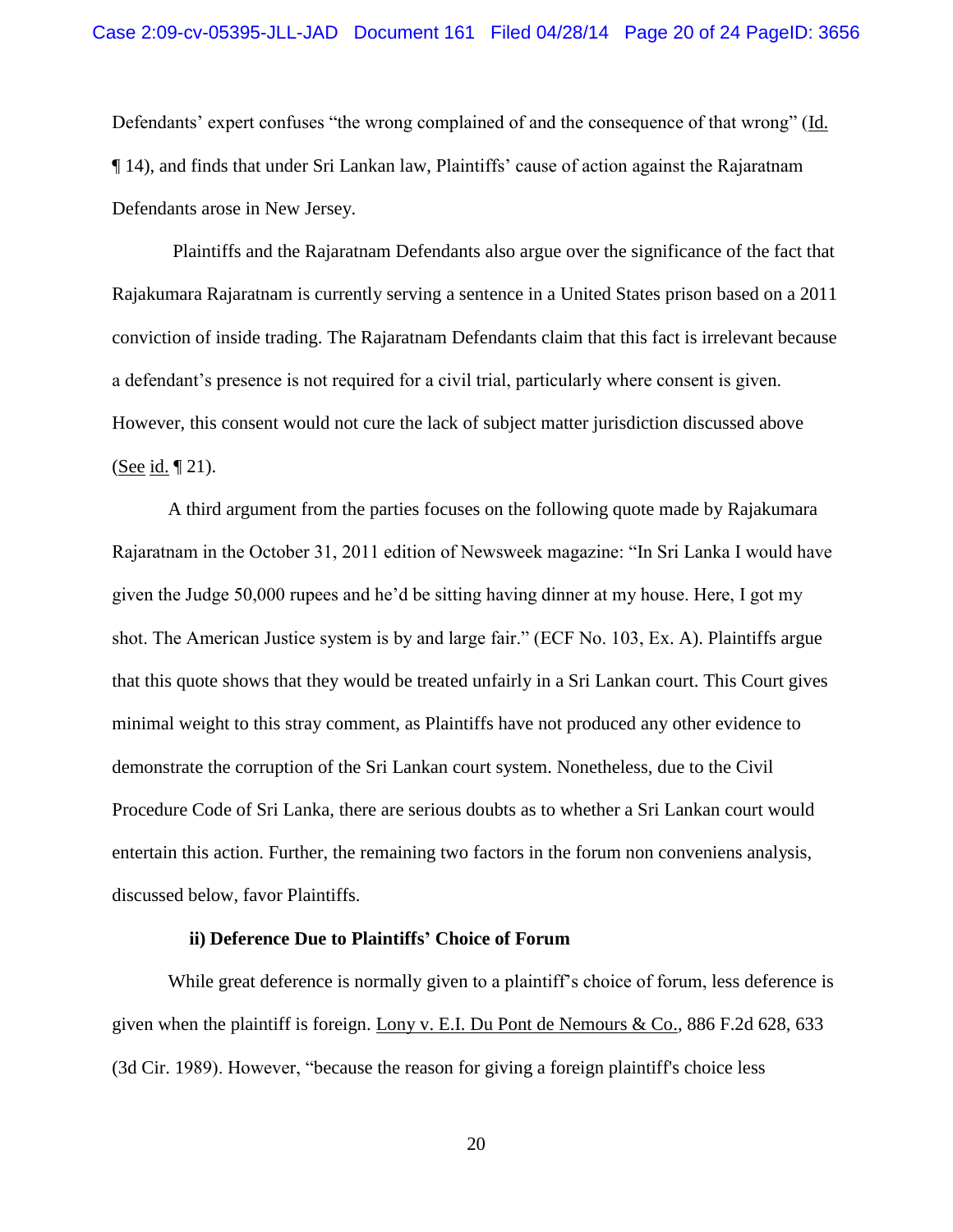Defendants' expert confuses "the wrong complained of and the consequence of that wrong" (Id. ¶ 14), and finds that under Sri Lankan law, Plaintiffs' cause of action against the Rajaratnam Defendants arose in New Jersey.

Plaintiffs and the Rajaratnam Defendants also argue over the significance of the fact that Rajakumara Rajaratnam is currently serving a sentence in a United States prison based on a 2011 conviction of inside trading. The Rajaratnam Defendants claim that this fact is irrelevant because a defendant's presence is not required for a civil trial, particularly where consent is given. However, this consent would not cure the lack of subject matter jurisdiction discussed above (See id. ¶ 21).

A third argument from the parties focuses on the following quote made by Rajakumara Rajaratnam in the October 31, 2011 edition of Newsweek magazine: "In Sri Lanka I would have given the Judge 50,000 rupees and he'd be sitting having dinner at my house. Here, I got my shot. The American Justice system is by and large fair." (ECF No. 103, Ex. A). Plaintiffs argue that this quote shows that they would be treated unfairly in a Sri Lankan court. This Court gives minimal weight to this stray comment, as Plaintiffs have not produced any other evidence to demonstrate the corruption of the Sri Lankan court system. Nonetheless, due to the Civil Procedure Code of Sri Lanka, there are serious doubts as to whether a Sri Lankan court would entertain this action. Further, the remaining two factors in the forum non conveniens analysis, discussed below, favor Plaintiffs.

**ii) Deference Due to Plaintiffs' Choice of Forum**

While great deference is normally given to a plaintiff's choice of forum, less deference is given when the plaintiff is foreign. Lony v. E.I. Du Pont de Nemours & Co., 886 F.2d 628, 633 (3d Cir. 1989). However, "because the reason for giving a foreign plaintiff's choice less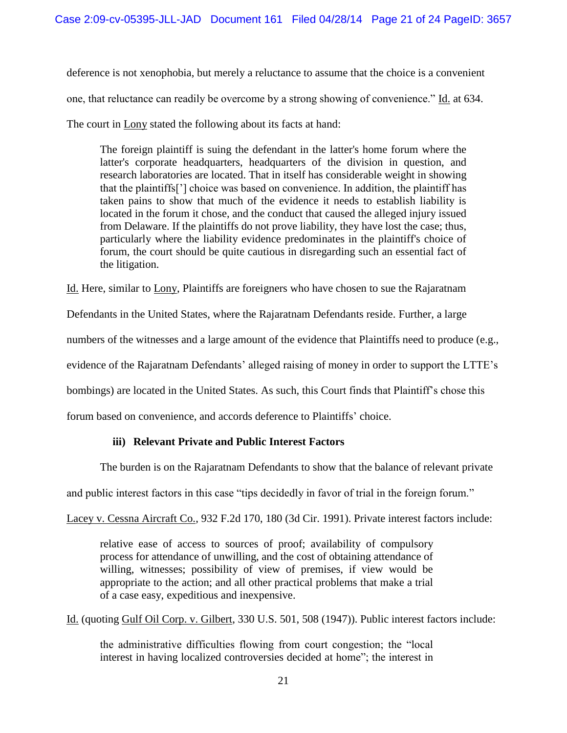deference is not xenophobia, but merely a reluctance to assume that the choice is a convenient one, that reluctance can readily be overcome by a strong showing of convenience." Id. at 634. The court in Lony stated the following about its facts at hand:

> The foreign plaintiff is suing the defendant in the latter's home forum where the latter's corporate headquarters, headquarters of the division in question, and research laboratories are located. That in itself has considerable weight in showing that the plaintiffs['] choice was based on convenience. In addition, the plaintiff has taken pains to show that much of the evidence it needs to establish liability is located in the forum it chose, and the conduct that caused the alleged injury issued from Delaware. If the plaintiffs do not prove liability, they have lost the case; thus, particularly where the liability evidence predominates in the plaintiff's choice of forum, the court should be quite cautious in disregarding such an essential fact of the litigation.

Id. Here, similar to Lony, Plaintiffs are foreigners who have chosen to sue the Rajaratnam Defendants in the United States, where the Rajaratnam Defendants reside. Further, a large numbers of the witnesses and a large amount of the evidence that Plaintiffs need to produce (e.g., evidence of the Rajaratnam Defendants' alleged raising of money in order to support the LTTE's bombings) are located in the United States. As such, this Court finds that Plaintiff's chose this forum based on convenience, and accords deference to Plaintiffs' choice.

#### iii) Relevant Private and Public Interest Factors

The burden is on the Rajaratnam Defendants to show that the balance of relevant private and public interest factors in this case "tips decidedly in favor of trial in the foreign forum." Lacey v. Cessna Aircraft Co., 932 F.2d 170, 180 (3d Cir. 1991). Private interest factors include:

> relative ease of access to sources of proof; availability of compulsory process for attendance of unwilling, and the cost of obtaining attendance of willing, witnesses; possibility of view of premises, if view would be appropriate to the action; and all other practical problems that make a trial of a case easy, expeditious and inexpensive.

Id. (quoting Gulf Oil Corp. v. Gilbert, 330 U.S. 501, 508 (1947)). Public interest factors include:

> the administrative difficulties flowing from court congestion; the "local interest in having localized controversies decided at home"; the interest in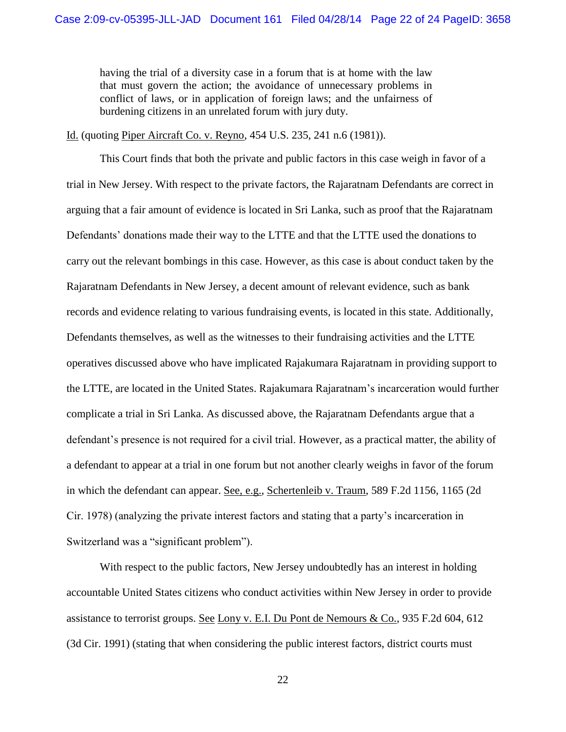> having the trial of a diversity case in a forum that is at home with the law that must govern the action; the avoidance of unnecessary problems in conflict of laws, or in application of foreign laws; and the unfairness of burdening citizens in an unrelated forum with jury duty.

Id. (quoting Piper Aircraft Co. v. Reyno, 454 U.S. 235, 241 n.6 (1981)).

This Court finds that both the private and public factors in this case weigh in favor of a trial in New Jersey. With respect to the private factors, the Rajaratnam Defendants are correct in arguing that a fair amount of evidence is located in Sri Lanka, such as proof that the Rajaratnam Defendants' donations made their way to the LTTE and that the LTTE used the donations to carry out the relevant bombings in this case. However, as this case is about conduct taken by the Rajaratnam Defendants in New Jersey, a decent amount of relevant evidence, such as bank records and evidence relating to various fundraising events, is located in this state. Additionally, Defendants themselves, as well as the witnesses to their fundraising activities and the LTTE operatives discussed above who have implicated Rajakumara Rajaratnam in providing support to the LTTE, are located in the United States. Rajakumara Rajaratnam's incarceration would further complicate a trial in Sri Lanka. As discussed above, the Rajaratnam Defendants argue that a defendant's presence is not required for a civil trial. However, as a practical matter, the ability of a defendant to appear at a trial in one forum but not another clearly weighs in favor of the forum in which the defendant can appear. See, e.g., Schertenleib v. Traum, 589 F.2d 1156, 1165 (2d Cir. 1978) (analyzing the private interest factors and stating that a party's incarceration in Switzerland was a "significant problem").

With respect to the public factors, New Jersey undoubtedly has an interest in holding accountable United States citizens who conduct activities within New Jersey in order to provide assistance to terrorist groups. See Lony v. E.I. Du Pont de Nemours & Co., 935 F.2d 604, 612 (3d Cir. 1991) (stating that when considering the public interest factors, district courts must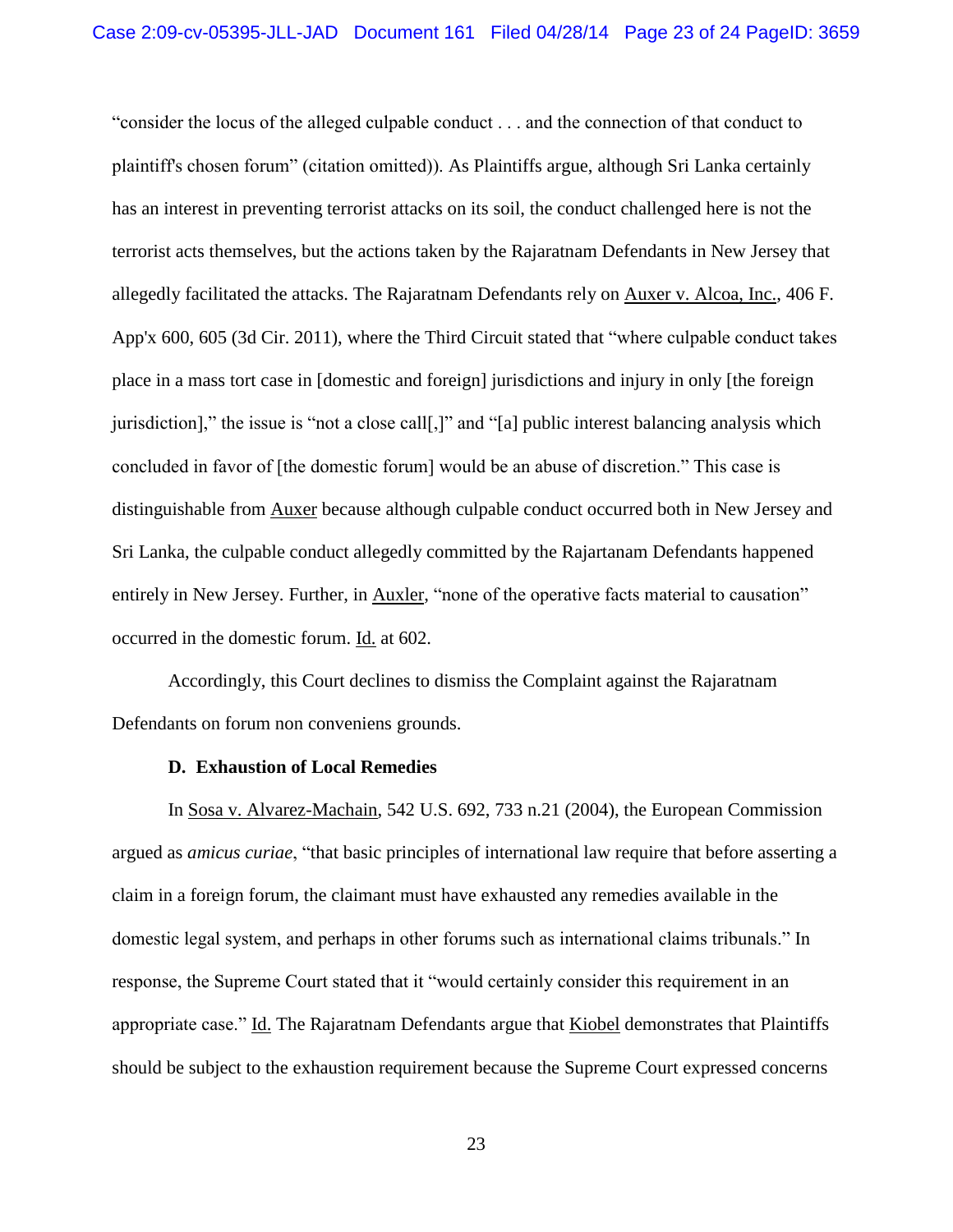"consider the locus of the alleged culpable conduct . . . and the connection of that conduct to plaintiff's chosen forum" (citation omitted)). As Plaintiffs argue, although Sri Lanka certainly has an interest in preventing terrorist attacks on its soil, the conduct challenged here is not the terrorist acts themselves, but the actions taken by the Rajaratnam Defendants in New Jersey that allegedly facilitated the attacks. The Rajaratnam Defendants rely on Auxer v. Alcoa, Inc., 406 F. App'x 600, 605 (3d Cir. 2011), where the Third Circuit stated that "where culpable conduct takes place in a mass tort case in [domestic and foreign] jurisdictions and injury in only [the foreign jurisdiction]," the issue is "not a close call[,]" and "[a] public interest balancing analysis which concluded in favor of [the domestic forum] would be an abuse of discretion." This case is distinguishable from Auxer because although culpable conduct occurred both in New Jersey and Sri Lanka, the culpable conduct allegedly committed by the Rajartanam Defendants happened entirely in New Jersey. Further, in Auxler, "none of the operative facts material to causation" occurred in the domestic forum. Id. at 602.

Accordingly, this Court declines to dismiss the Complaint against the Rajaratnam Defendants on forum non conveniens grounds.

**D. Exhaustion of Local Remedies**

In Sosa v. Alvarez-Machain, 542 U.S. 692, 733 n.21 (2004), the European Commission argued as *amicus curiae*, "that basic principles of international law require that before asserting a claim in a foreign forum, the claimant must have exhausted any remedies available in the domestic legal system, and perhaps in other forums such as international claims tribunals." In response, the Supreme Court stated that it "would certainly consider this requirement in an appropriate case." Id. The Rajaratnam Defendants argue that Kiobel demonstrates that Plaintiffs should be subject to the exhaustion requirement because the Supreme Court expressed concerns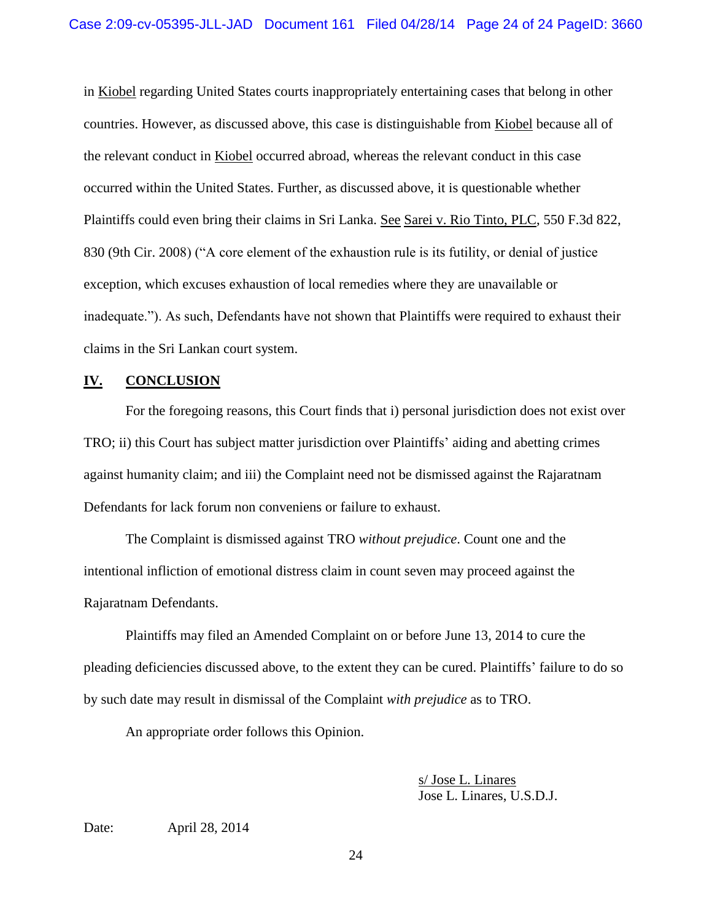in Kiobel regarding United States courts inappropriately entertaining cases that belong in other countries. However, as discussed above, this case is distinguishable from Kiobel because all of the relevant conduct in Kiobel occurred abroad, whereas the relevant conduct in this case occurred within the United States. Further, as discussed above, it is questionable whether Plaintiffs could even bring their claims in Sri Lanka. See Sarei v. Rio Tinto, PLC, 550 F.3d 822, 830 (9th Cir. 2008) ("A core element of the exhaustion rule is its futility, or denial of justice exception, which excuses exhaustion of local remedies where they are unavailable or inadequate."). As such, Defendants have not shown that Plaintiffs were required to exhaust their claims in the Sri Lankan court system.

## IV. CONCLUSION

For the foregoing reasons, this Court finds that i) personal jurisdiction does not exist over TRO; ii) this Court has subject matter jurisdiction over Plaintiffs' aiding and abetting crimes against humanity claim; and iii) the Complaint need not be dismissed against the Rajaratnam Defendants for lack forum non conveniens or failure to exhaust.

The Complaint is dismissed against TRO *without prejudice*. Count one and the intentional infliction of emotional distress claim in count seven may proceed against the Rajaratnam Defendants.

Plaintiffs may filed an Amended Complaint on or before June 13, 2014 to cure the pleading deficiencies discussed above, to the extent they can be cured. Plaintiffs' failure to do so by such date may result in dismissal of the Complaint *with prejudice* as to TRO.

An appropriate order follows this Opinion.

s/ Jose L. Linares
Jose L. Linares, U.S.D.J.

Date: April 28, 2014